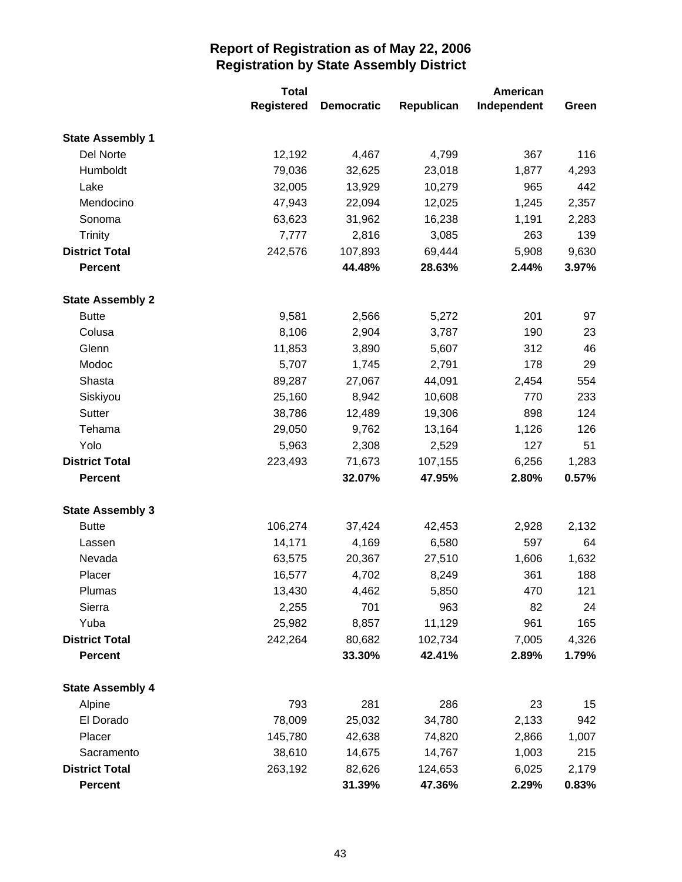# Report of Registration as of May 22, 2006
## Registration by State Assembly District

| | Total Registered | Democratic | Republican | American Independent | Green |
|---|---|---|---|---|---|
| **State Assembly 1** | | | | | |
| Del Norte | 12,192 | 4,467 | 4,799 | 367 | 116 |
| Humboldt | 79,036 | 32,625 | 23,018 | 1,877 | 4,293 |
| Lake | 32,005 | 13,929 | 10,279 | 965 | 442 |
| Mendocino | 47,943 | 22,094 | 12,025 | 1,245 | 2,357 |
| Sonoma | 63,623 | 31,962 | 16,238 | 1,191 | 2,283 |
| Trinity | 7,777 | 2,816 | 3,085 | 263 | 139 |
| **District Total** | 242,576 | 107,893 | 69,444 | 5,908 | 9,630 |
| **Percent** | | **44.48%** | **28.63%** | **2.44%** | **3.97%** |
| **State Assembly 2** | | | | | |
| Butte | 9,581 | 2,566 | 5,272 | 201 | 97 |
| Colusa | 8,106 | 2,904 | 3,787 | 190 | 23 |
| Glenn | 11,853 | 3,890 | 5,607 | 312 | 46 |
| Modoc | 5,707 | 1,745 | 2,791 | 178 | 29 |
| Shasta | 89,287 | 27,067 | 44,091 | 2,454 | 554 |
| Siskiyou | 25,160 | 8,942 | 10,608 | 770 | 233 |
| Sutter | 38,786 | 12,489 | 19,306 | 898 | 124 |
| Tehama | 29,050 | 9,762 | 13,164 | 1,126 | 126 |
| Yolo | 5,963 | 2,308 | 2,529 | 127 | 51 |
| **District Total** | 223,493 | 71,673 | 107,155 | 6,256 | 1,283 |
| **Percent** | | **32.07%** | **47.95%** | **2.80%** | **0.57%** |
| **State Assembly 3** | | | | | |
| Butte | 106,274 | 37,424 | 42,453 | 2,928 | 2,132 |
| Lassen | 14,171 | 4,169 | 6,580 | 597 | 64 |
| Nevada | 63,575 | 20,367 | 27,510 | 1,606 | 1,632 |
| Placer | 16,577 | 4,702 | 8,249 | 361 | 188 |
| Plumas | 13,430 | 4,462 | 5,850 | 470 | 121 |
| Sierra | 2,255 | 701 | 963 | 82 | 24 |
| Yuba | 25,982 | 8,857 | 11,129 | 961 | 165 |
| **District Total** | 242,264 | 80,682 | 102,734 | 7,005 | 4,326 |
| **Percent** | | **33.30%** | **42.41%** | **2.89%** | **1.79%** |
| **State Assembly 4** | | | | | |
| Alpine | 793 | 281 | 286 | 23 | 15 |
| El Dorado | 78,009 | 25,032 | 34,780 | 2,133 | 942 |
| Placer | 145,780 | 42,638 | 74,820 | 2,866 | 1,007 |
| Sacramento | 38,610 | 14,675 | 14,767 | 1,003 | 215 |
| **District Total** | 263,192 | 82,626 | 124,653 | 6,025 | 2,179 |
| **Percent** | | **31.39%** | **47.36%** | **2.29%** | **0.83%** |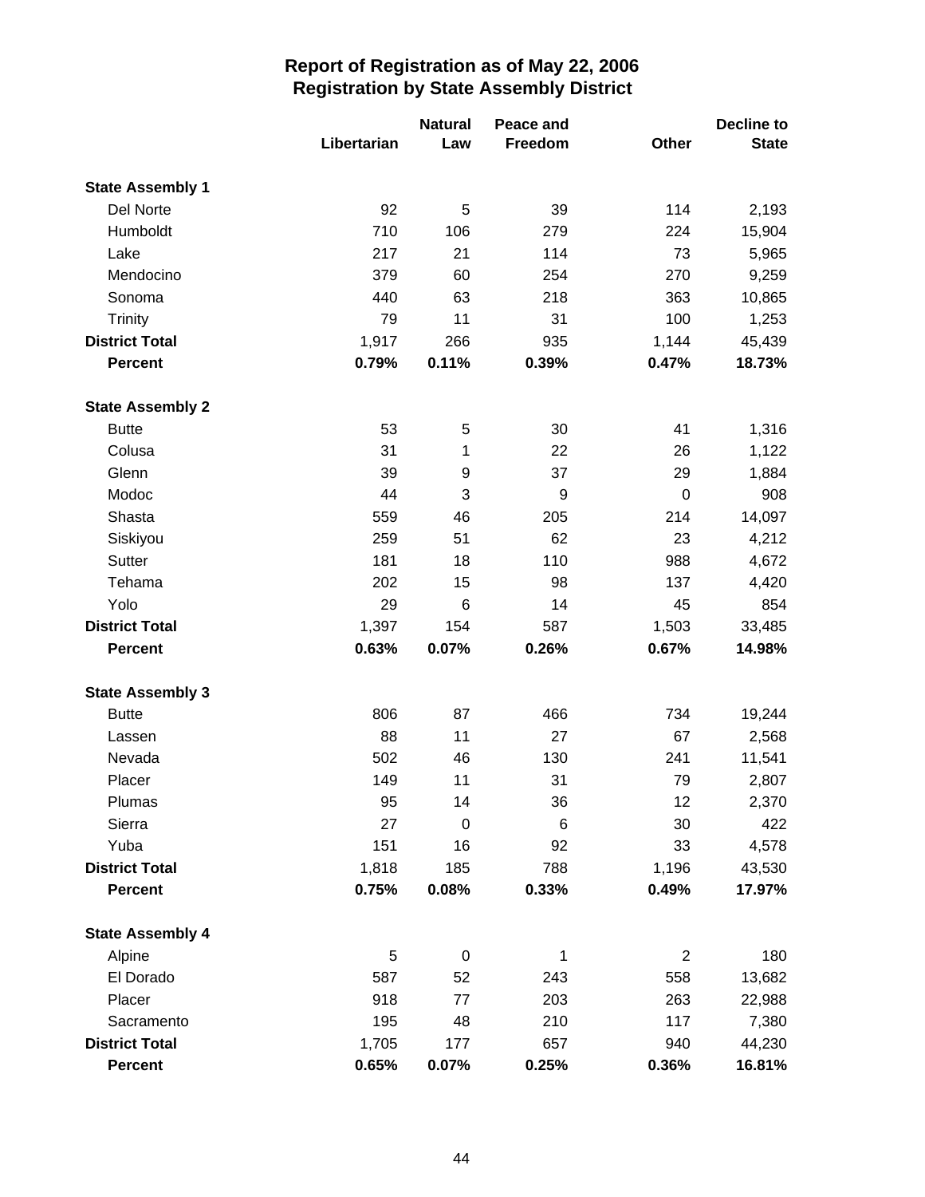# Report of Registration as of May 22, 2006
## Registration by State Assembly District

| | Libertarian | Natural Law | Peace and Freedom | Other | Decline to State |
|---|---|---|---|---|---|
| **State Assembly 1** | | | | | |
| Del Norte | 92 | 5 | 39 | 114 | 2,193 |
| Humboldt | 710 | 106 | 279 | 224 | 15,904 |
| Lake | 217 | 21 | 114 | 73 | 5,965 |
| Mendocino | 379 | 60 | 254 | 270 | 9,259 |
| Sonoma | 440 | 63 | 218 | 363 | 10,865 |
| Trinity | 79 | 11 | 31 | 100 | 1,253 |
| **District Total** | 1,917 | 266 | 935 | 1,144 | 45,439 |
| **Percent** | **0.79%** | **0.11%** | **0.39%** | **0.47%** | **18.73%** |
| **State Assembly 2** | | | | | |
| Butte | 53 | 5 | 30 | 41 | 1,316 |
| Colusa | 31 | 1 | 22 | 26 | 1,122 |
| Glenn | 39 | 9 | 37 | 29 | 1,884 |
| Modoc | 44 | 3 | 9 | 0 | 908 |
| Shasta | 559 | 46 | 205 | 214 | 14,097 |
| Siskiyou | 259 | 51 | 62 | 23 | 4,212 |
| Sutter | 181 | 18 | 110 | 988 | 4,672 |
| Tehama | 202 | 15 | 98 | 137 | 4,420 |
| Yolo | 29 | 6 | 14 | 45 | 854 |
| **District Total** | 1,397 | 154 | 587 | 1,503 | 33,485 |
| **Percent** | **0.63%** | **0.07%** | **0.26%** | **0.67%** | **14.98%** |
| **State Assembly 3** | | | | | |
| Butte | 806 | 87 | 466 | 734 | 19,244 |
| Lassen | 88 | 11 | 27 | 67 | 2,568 |
| Nevada | 502 | 46 | 130 | 241 | 11,541 |
| Placer | 149 | 11 | 31 | 79 | 2,807 |
| Plumas | 95 | 14 | 36 | 12 | 2,370 |
| Sierra | 27 | 0 | 6 | 30 | 422 |
| Yuba | 151 | 16 | 92 | 33 | 4,578 |
| **District Total** | 1,818 | 185 | 788 | 1,196 | 43,530 |
| **Percent** | **0.75%** | **0.08%** | **0.33%** | **0.49%** | **17.97%** |
| **State Assembly 4** | | | | | |
| Alpine | 5 | 0 | 1 | 2 | 180 |
| El Dorado | 587 | 52 | 243 | 558 | 13,682 |
| Placer | 918 | 77 | 203 | 263 | 22,988 |
| Sacramento | 195 | 48 | 210 | 117 | 7,380 |
| **District Total** | 1,705 | 177 | 657 | 940 | 44,230 |
| **Percent** | **0.65%** | **0.07%** | **0.25%** | **0.36%** | **16.81%** |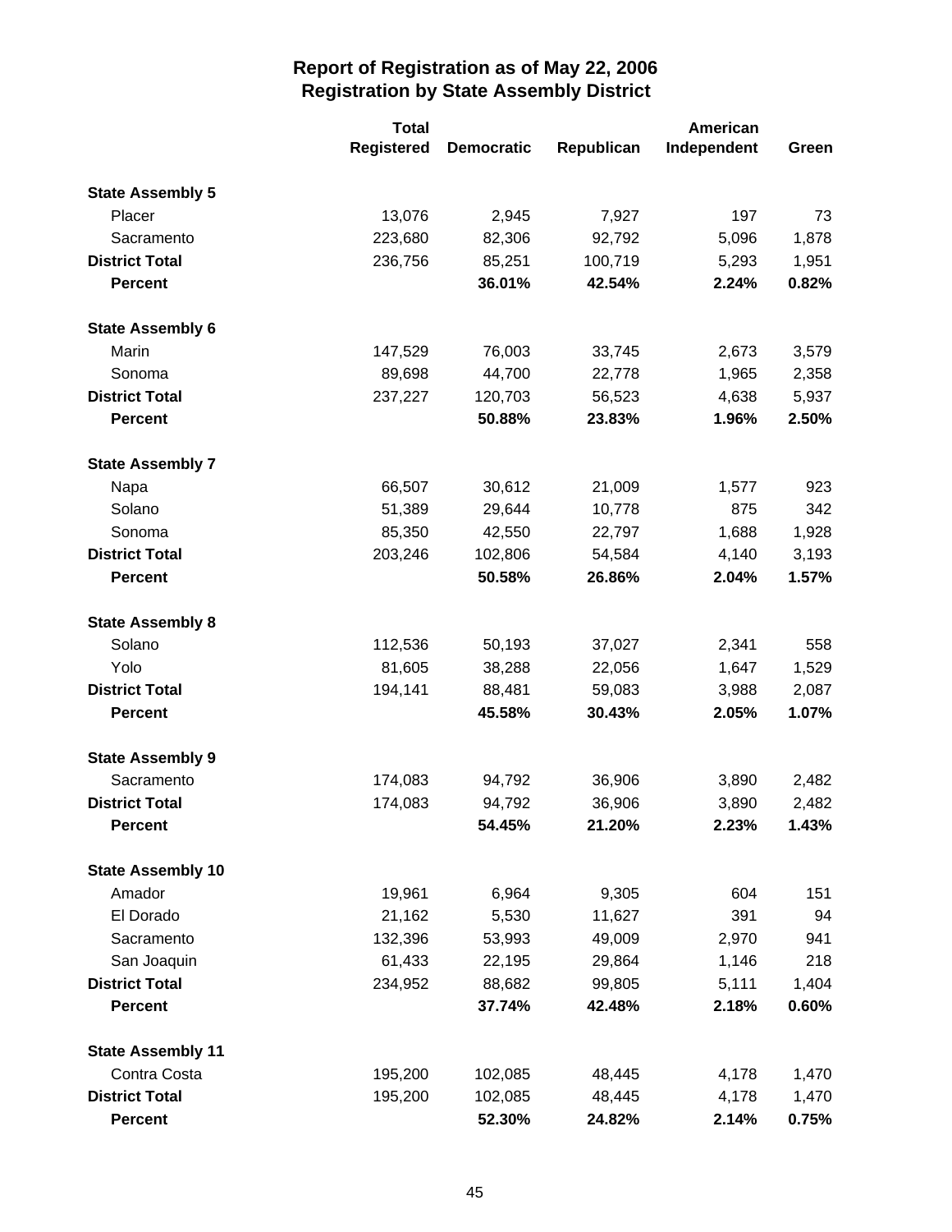# Report of Registration as of May 22, 2006
## Registration by State Assembly District

| | Total Registered | Democratic | Republican | American Independent | Green |
|---|---|---|---|---|---|
| **State Assembly 5** | | | | | |
| Placer | 13,076 | 2,945 | 7,927 | 197 | 73 |
| Sacramento | 223,680 | 82,306 | 92,792 | 5,096 | 1,878 |
| **District Total** | 236,756 | 85,251 | 100,719 | 5,293 | 1,951 |
| **Percent** | | **36.01%** | **42.54%** | **2.24%** | **0.82%** |
| **State Assembly 6** | | | | | |
| Marin | 147,529 | 76,003 | 33,745 | 2,673 | 3,579 |
| Sonoma | 89,698 | 44,700 | 22,778 | 1,965 | 2,358 |
| **District Total** | 237,227 | 120,703 | 56,523 | 4,638 | 5,937 |
| **Percent** | | **50.88%** | **23.83%** | **1.96%** | **2.50%** |
| **State Assembly 7** | | | | | |
| Napa | 66,507 | 30,612 | 21,009 | 1,577 | 923 |
| Solano | 51,389 | 29,644 | 10,778 | 875 | 342 |
| Sonoma | 85,350 | 42,550 | 22,797 | 1,688 | 1,928 |
| **District Total** | 203,246 | 102,806 | 54,584 | 4,140 | 3,193 |
| **Percent** | | **50.58%** | **26.86%** | **2.04%** | **1.57%** |
| **State Assembly 8** | | | | | |
| Solano | 112,536 | 50,193 | 37,027 | 2,341 | 558 |
| Yolo | 81,605 | 38,288 | 22,056 | 1,647 | 1,529 |
| **District Total** | 194,141 | 88,481 | 59,083 | 3,988 | 2,087 |
| **Percent** | | **45.58%** | **30.43%** | **2.05%** | **1.07%** |
| **State Assembly 9** | | | | | |
| Sacramento | 174,083 | 94,792 | 36,906 | 3,890 | 2,482 |
| **District Total** | 174,083 | 94,792 | 36,906 | 3,890 | 2,482 |
| **Percent** | | **54.45%** | **21.20%** | **2.23%** | **1.43%** |
| **State Assembly 10** | | | | | |
| Amador | 19,961 | 6,964 | 9,305 | 604 | 151 |
| El Dorado | 21,162 | 5,530 | 11,627 | 391 | 94 |
| Sacramento | 132,396 | 53,993 | 49,009 | 2,970 | 941 |
| San Joaquin | 61,433 | 22,195 | 29,864 | 1,146 | 218 |
| **District Total** | 234,952 | 88,682 | 99,805 | 5,111 | 1,404 |
| **Percent** | | **37.74%** | **42.48%** | **2.18%** | **0.60%** |
| **State Assembly 11** | | | | | |
| Contra Costa | 195,200 | 102,085 | 48,445 | 4,178 | 1,470 |
| **District Total** | 195,200 | 102,085 | 48,445 | 4,178 | 1,470 |
| **Percent** | | **52.30%** | **24.82%** | **2.14%** | **0.75%** |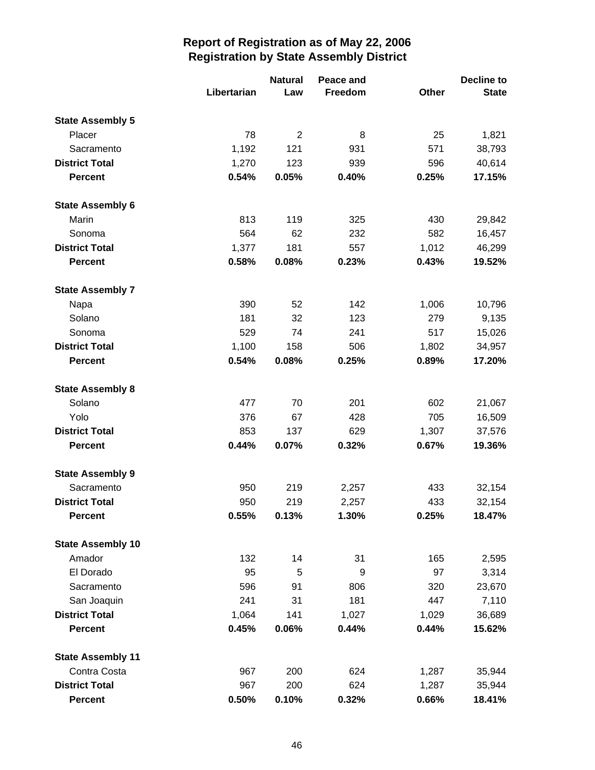# Report of Registration as of May 22, 2006
## Registration by State Assembly District

| | Libertarian | Natural Law | Peace and Freedom | Other | Decline to State |
|---|---|---|---|---|---|
| **State Assembly 5** | | | | | |
| Placer | 78 | 2 | 8 | 25 | 1,821 |
| Sacramento | 1,192 | 121 | 931 | 571 | 38,793 |
| **District Total** | 1,270 | 123 | 939 | 596 | 40,614 |
| **Percent** | **0.54%** | **0.05%** | **0.40%** | **0.25%** | **17.15%** |
| **State Assembly 6** | | | | | |
| Marin | 813 | 119 | 325 | 430 | 29,842 |
| Sonoma | 564 | 62 | 232 | 582 | 16,457 |
| **District Total** | 1,377 | 181 | 557 | 1,012 | 46,299 |
| **Percent** | **0.58%** | **0.08%** | **0.23%** | **0.43%** | **19.52%** |
| **State Assembly 7** | | | | | |
| Napa | 390 | 52 | 142 | 1,006 | 10,796 |
| Solano | 181 | 32 | 123 | 279 | 9,135 |
| Sonoma | 529 | 74 | 241 | 517 | 15,026 |
| **District Total** | 1,100 | 158 | 506 | 1,802 | 34,957 |
| **Percent** | **0.54%** | **0.08%** | **0.25%** | **0.89%** | **17.20%** |
| **State Assembly 8** | | | | | |
| Solano | 477 | 70 | 201 | 602 | 21,067 |
| Yolo | 376 | 67 | 428 | 705 | 16,509 |
| **District Total** | 853 | 137 | 629 | 1,307 | 37,576 |
| **Percent** | **0.44%** | **0.07%** | **0.32%** | **0.67%** | **19.36%** |
| **State Assembly 9** | | | | | |
| Sacramento | 950 | 219 | 2,257 | 433 | 32,154 |
| **District Total** | 950 | 219 | 2,257 | 433 | 32,154 |
| **Percent** | **0.55%** | **0.13%** | **1.30%** | **0.25%** | **18.47%** |
| **State Assembly 10** | | | | | |
| Amador | 132 | 14 | 31 | 165 | 2,595 |
| El Dorado | 95 | 5 | 9 | 97 | 3,314 |
| Sacramento | 596 | 91 | 806 | 320 | 23,670 |
| San Joaquin | 241 | 31 | 181 | 447 | 7,110 |
| **District Total** | 1,064 | 141 | 1,027 | 1,029 | 36,689 |
| **Percent** | **0.45%** | **0.06%** | **0.44%** | **0.44%** | **15.62%** |
| **State Assembly 11** | | | | | |
| Contra Costa | 967 | 200 | 624 | 1,287 | 35,944 |
| **District Total** | 967 | 200 | 624 | 1,287 | 35,944 |
| **Percent** | **0.50%** | **0.10%** | **0.32%** | **0.66%** | **18.41%** |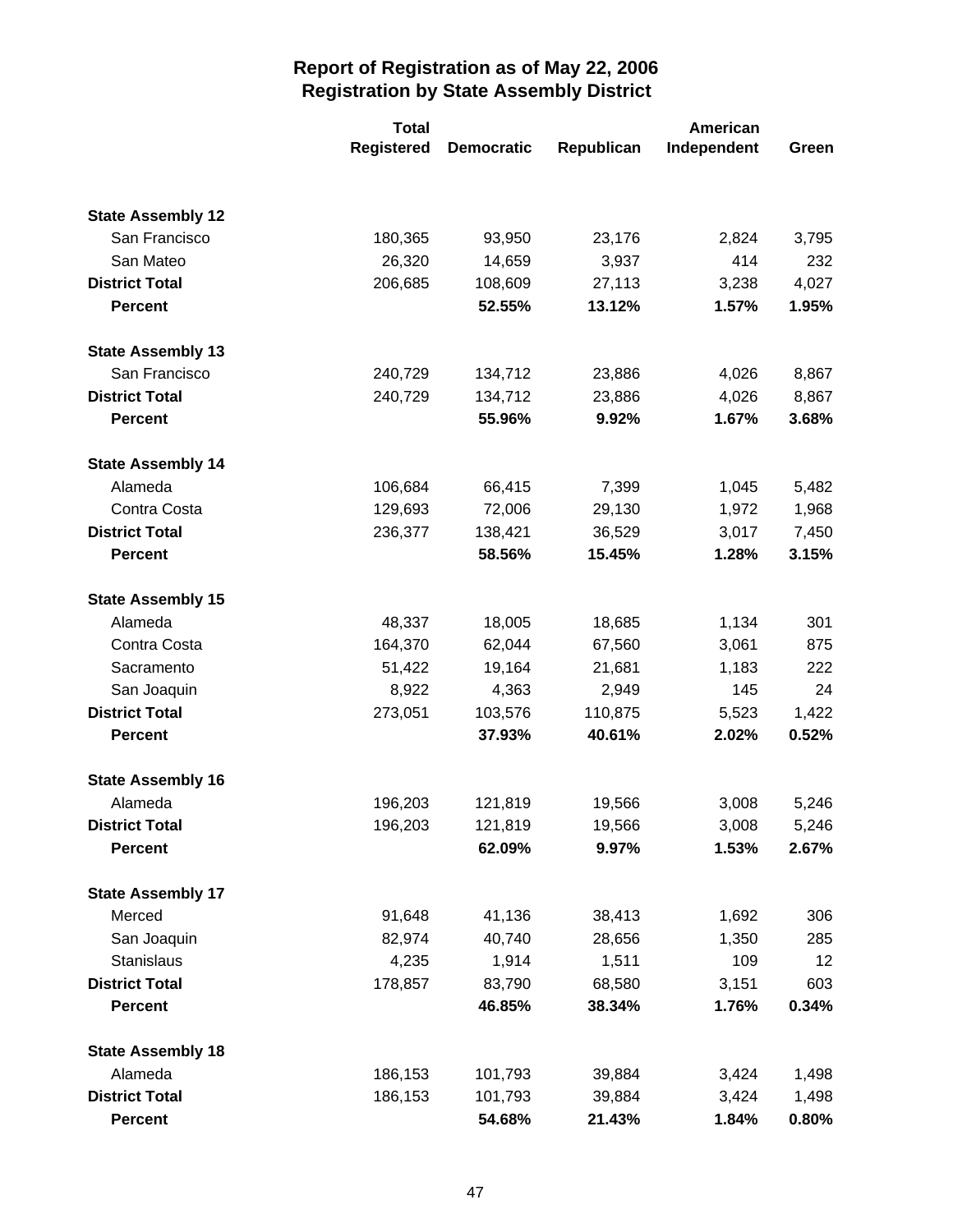# Report of Registration as of May 22, 2006
## Registration by State Assembly District

| | Total Registered | Democratic | Republican | American Independent | Green |
|---|---|---|---|---|---|
| **State Assembly 12** | | | | | |
| San Francisco | 180,365 | 93,950 | 23,176 | 2,824 | 3,795 |
| San Mateo | 26,320 | 14,659 | 3,937 | 414 | 232 |
| **District Total** | 206,685 | 108,609 | 27,113 | 3,238 | 4,027 |
| **Percent** | | **52.55%** | **13.12%** | **1.57%** | **1.95%** |
| **State Assembly 13** | | | | | |
| San Francisco | 240,729 | 134,712 | 23,886 | 4,026 | 8,867 |
| **District Total** | 240,729 | 134,712 | 23,886 | 4,026 | 8,867 |
| **Percent** | | **55.96%** | **9.92%** | **1.67%** | **3.68%** |
| **State Assembly 14** | | | | | |
| Alameda | 106,684 | 66,415 | 7,399 | 1,045 | 5,482 |
| Contra Costa | 129,693 | 72,006 | 29,130 | 1,972 | 1,968 |
| **District Total** | 236,377 | 138,421 | 36,529 | 3,017 | 7,450 |
| **Percent** | | **58.56%** | **15.45%** | **1.28%** | **3.15%** |
| **State Assembly 15** | | | | | |
| Alameda | 48,337 | 18,005 | 18,685 | 1,134 | 301 |
| Contra Costa | 164,370 | 62,044 | 67,560 | 3,061 | 875 |
| Sacramento | 51,422 | 19,164 | 21,681 | 1,183 | 222 |
| San Joaquin | 8,922 | 4,363 | 2,949 | 145 | 24 |
| **District Total** | 273,051 | 103,576 | 110,875 | 5,523 | 1,422 |
| **Percent** | | **37.93%** | **40.61%** | **2.02%** | **0.52%** |
| **State Assembly 16** | | | | | |
| Alameda | 196,203 | 121,819 | 19,566 | 3,008 | 5,246 |
| **District Total** | 196,203 | 121,819 | 19,566 | 3,008 | 5,246 |
| **Percent** | | **62.09%** | **9.97%** | **1.53%** | **2.67%** |
| **State Assembly 17** | | | | | |
| Merced | 91,648 | 41,136 | 38,413 | 1,692 | 306 |
| San Joaquin | 82,974 | 40,740 | 28,656 | 1,350 | 285 |
| Stanislaus | 4,235 | 1,914 | 1,511 | 109 | 12 |
| **District Total** | 178,857 | 83,790 | 68,580 | 3,151 | 603 |
| **Percent** | | **46.85%** | **38.34%** | **1.76%** | **0.34%** |
| **State Assembly 18** | | | | | |
| Alameda | 186,153 | 101,793 | 39,884 | 3,424 | 1,498 |
| **District Total** | 186,153 | 101,793 | 39,884 | 3,424 | 1,498 |
| **Percent** | | **54.68%** | **21.43%** | **1.84%** | **0.80%** |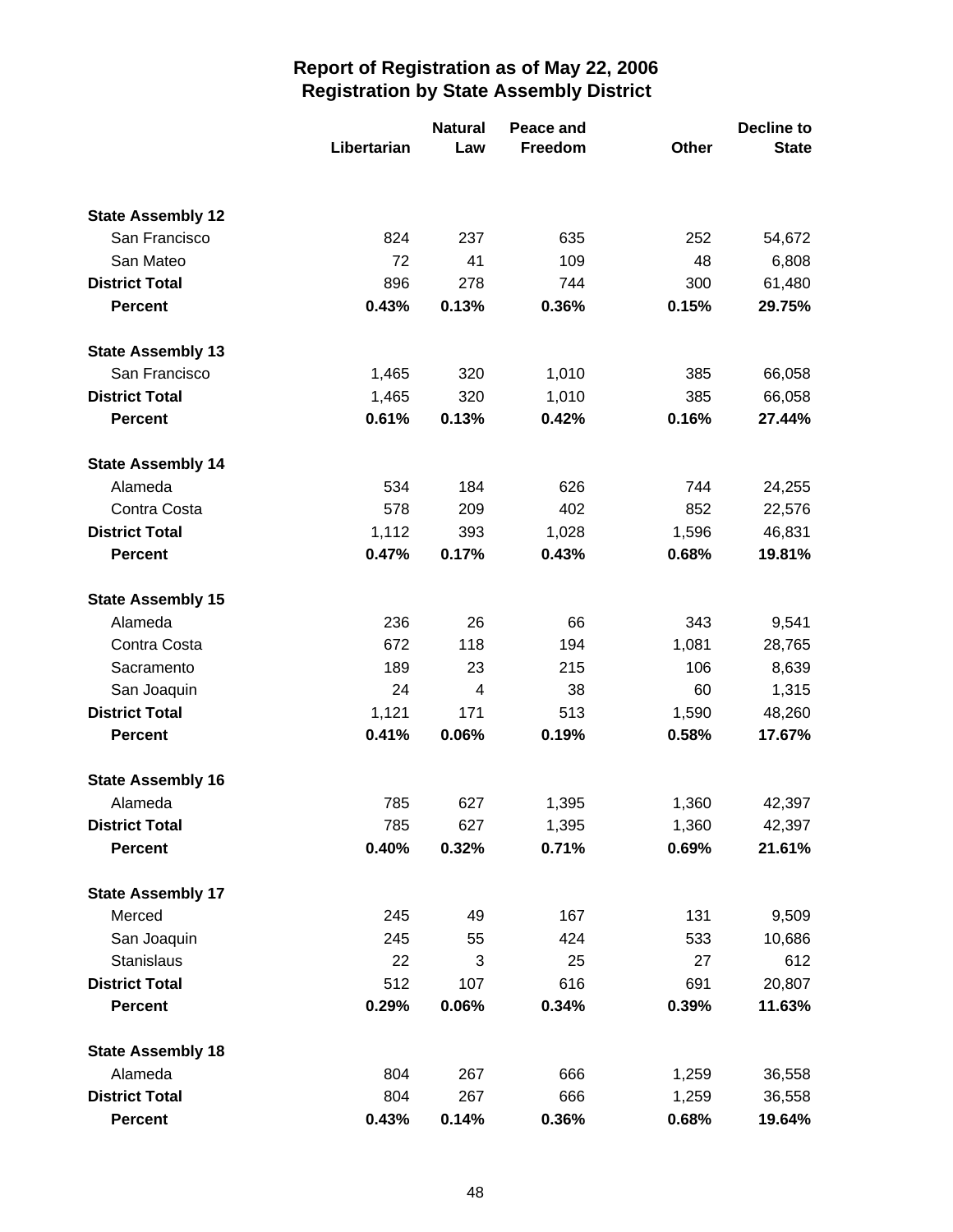# Report of Registration as of May 22, 2006
## Registration by State Assembly District

| | Libertarian | Natural Law | Peace and Freedom | Other | Decline to State |
|---|---|---|---|---|---|
| **State Assembly 12** | | | | | |
| San Francisco | 824 | 237 | 635 | 252 | 54,672 |
| San Mateo | 72 | 41 | 109 | 48 | 6,808 |
| **District Total** | 896 | 278 | 744 | 300 | 61,480 |
| **Percent** | **0.43%** | **0.13%** | **0.36%** | **0.15%** | **29.75%** |
| **State Assembly 13** | | | | | |
| San Francisco | 1,465 | 320 | 1,010 | 385 | 66,058 |
| **District Total** | 1,465 | 320 | 1,010 | 385 | 66,058 |
| **Percent** | **0.61%** | **0.13%** | **0.42%** | **0.16%** | **27.44%** |
| **State Assembly 14** | | | | | |
| Alameda | 534 | 184 | 626 | 744 | 24,255 |
| Contra Costa | 578 | 209 | 402 | 852 | 22,576 |
| **District Total** | 1,112 | 393 | 1,028 | 1,596 | 46,831 |
| **Percent** | **0.47%** | **0.17%** | **0.43%** | **0.68%** | **19.81%** |
| **State Assembly 15** | | | | | |
| Alameda | 236 | 26 | 66 | 343 | 9,541 |
| Contra Costa | 672 | 118 | 194 | 1,081 | 28,765 |
| Sacramento | 189 | 23 | 215 | 106 | 8,639 |
| San Joaquin | 24 | 4 | 38 | 60 | 1,315 |
| **District Total** | 1,121 | 171 | 513 | 1,590 | 48,260 |
| **Percent** | **0.41%** | **0.06%** | **0.19%** | **0.58%** | **17.67%** |
| **State Assembly 16** | | | | | |
| Alameda | 785 | 627 | 1,395 | 1,360 | 42,397 |
| **District Total** | 785 | 627 | 1,395 | 1,360 | 42,397 |
| **Percent** | **0.40%** | **0.32%** | **0.71%** | **0.69%** | **21.61%** |
| **State Assembly 17** | | | | | |
| Merced | 245 | 49 | 167 | 131 | 9,509 |
| San Joaquin | 245 | 55 | 424 | 533 | 10,686 |
| Stanislaus | 22 | 3 | 25 | 27 | 612 |
| **District Total** | 512 | 107 | 616 | 691 | 20,807 |
| **Percent** | **0.29%** | **0.06%** | **0.34%** | **0.39%** | **11.63%** |
| **State Assembly 18** | | | | | |
| Alameda | 804 | 267 | 666 | 1,259 | 36,558 |
| **District Total** | 804 | 267 | 666 | 1,259 | 36,558 |
| **Percent** | **0.43%** | **0.14%** | **0.36%** | **0.68%** | **19.64%** |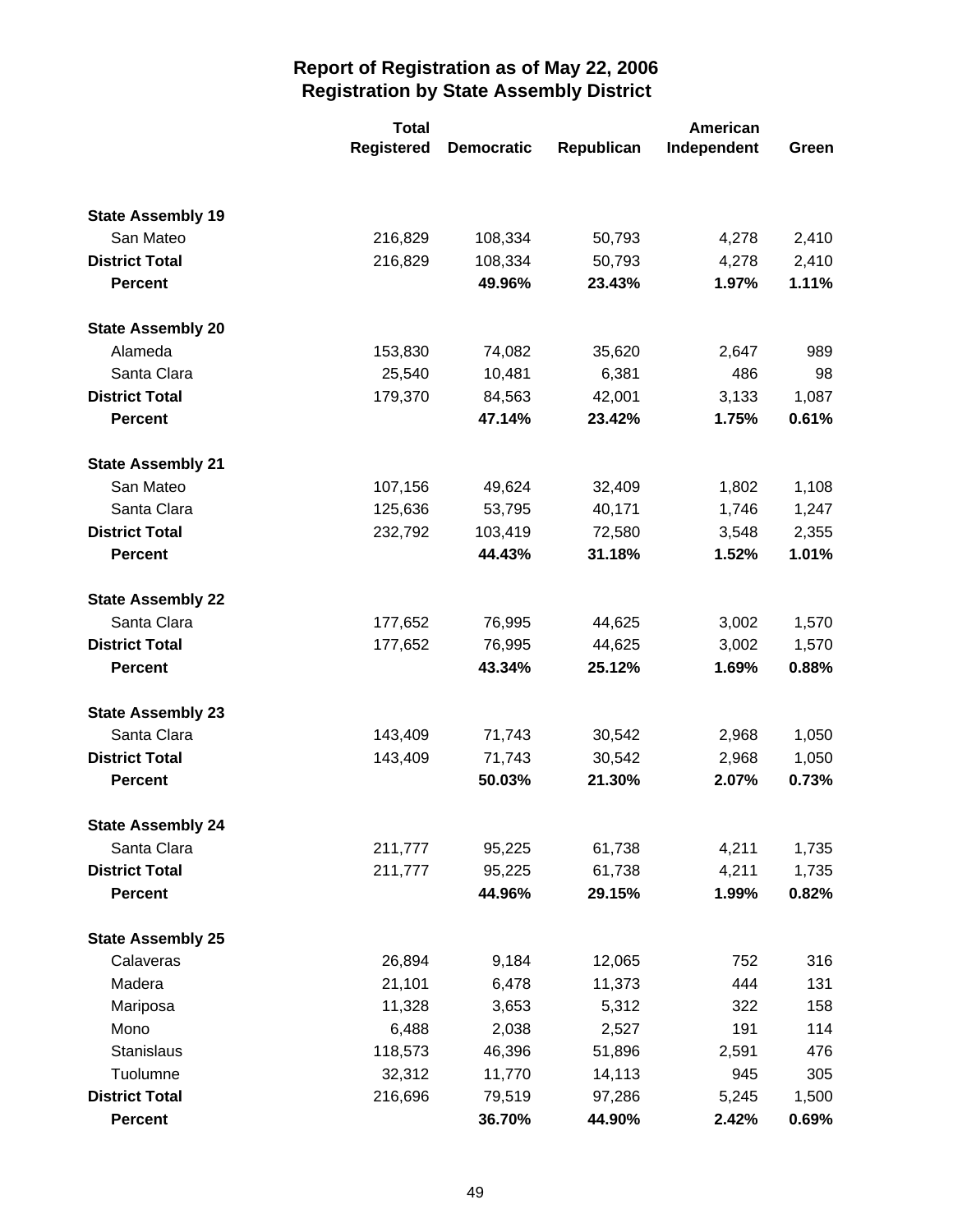# Report of Registration as of May 22, 2006
## Registration by State Assembly District

| | Total Registered | Democratic | Republican | American Independent | Green |
|---|---|---|---|---|---|
| **State Assembly 19** | | | | | |
| San Mateo | 216,829 | 108,334 | 50,793 | 4,278 | 2,410 |
| **District Total** | 216,829 | 108,334 | 50,793 | 4,278 | 2,410 |
| **Percent** | | **49.96%** | **23.43%** | **1.97%** | **1.11%** |
| **State Assembly 20** | | | | | |
| Alameda | 153,830 | 74,082 | 35,620 | 2,647 | 989 |
| Santa Clara | 25,540 | 10,481 | 6,381 | 486 | 98 |
| **District Total** | 179,370 | 84,563 | 42,001 | 3,133 | 1,087 |
| **Percent** | | **47.14%** | **23.42%** | **1.75%** | **0.61%** |
| **State Assembly 21** | | | | | |
| San Mateo | 107,156 | 49,624 | 32,409 | 1,802 | 1,108 |
| Santa Clara | 125,636 | 53,795 | 40,171 | 1,746 | 1,247 |
| **District Total** | 232,792 | 103,419 | 72,580 | 3,548 | 2,355 |
| **Percent** | | **44.43%** | **31.18%** | **1.52%** | **1.01%** |
| **State Assembly 22** | | | | | |
| Santa Clara | 177,652 | 76,995 | 44,625 | 3,002 | 1,570 |
| **District Total** | 177,652 | 76,995 | 44,625 | 3,002 | 1,570 |
| **Percent** | | **43.34%** | **25.12%** | **1.69%** | **0.88%** |
| **State Assembly 23** | | | | | |
| Santa Clara | 143,409 | 71,743 | 30,542 | 2,968 | 1,050 |
| **District Total** | 143,409 | 71,743 | 30,542 | 2,968 | 1,050 |
| **Percent** | | **50.03%** | **21.30%** | **2.07%** | **0.73%** |
| **State Assembly 24** | | | | | |
| Santa Clara | 211,777 | 95,225 | 61,738 | 4,211 | 1,735 |
| **District Total** | 211,777 | 95,225 | 61,738 | 4,211 | 1,735 |
| **Percent** | | **44.96%** | **29.15%** | **1.99%** | **0.82%** |
| **State Assembly 25** | | | | | |
| Calaveras | 26,894 | 9,184 | 12,065 | 752 | 316 |
| Madera | 21,101 | 6,478 | 11,373 | 444 | 131 |
| Mariposa | 11,328 | 3,653 | 5,312 | 322 | 158 |
| Mono | 6,488 | 2,038 | 2,527 | 191 | 114 |
| Stanislaus | 118,573 | 46,396 | 51,896 | 2,591 | 476 |
| Tuolumne | 32,312 | 11,770 | 14,113 | 945 | 305 |
| **District Total** | 216,696 | 79,519 | 97,286 | 5,245 | 1,500 |
| **Percent** | | **36.70%** | **44.90%** | **2.42%** | **0.69%** |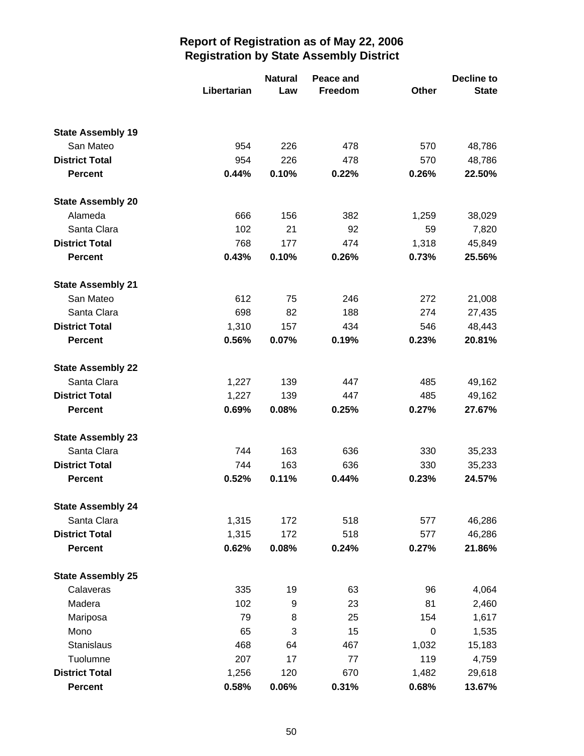# Report of Registration as of May 22, 2006
## Registration by State Assembly District

| | Libertarian | Natural Law | Peace and Freedom | Other | Decline to State |
|---|---|---|---|---|---|
| **State Assembly 19** | | | | | |
| San Mateo | 954 | 226 | 478 | 570 | 48,786 |
| **District Total** | 954 | 226 | 478 | 570 | 48,786 |
| **Percent** | **0.44%** | **0.10%** | **0.22%** | **0.26%** | **22.50%** |
| **State Assembly 20** | | | | | |
| Alameda | 666 | 156 | 382 | 1,259 | 38,029 |
| Santa Clara | 102 | 21 | 92 | 59 | 7,820 |
| **District Total** | 768 | 177 | 474 | 1,318 | 45,849 |
| **Percent** | **0.43%** | **0.10%** | **0.26%** | **0.73%** | **25.56%** |
| **State Assembly 21** | | | | | |
| San Mateo | 612 | 75 | 246 | 272 | 21,008 |
| Santa Clara | 698 | 82 | 188 | 274 | 27,435 |
| **District Total** | 1,310 | 157 | 434 | 546 | 48,443 |
| **Percent** | **0.56%** | **0.07%** | **0.19%** | **0.23%** | **20.81%** |
| **State Assembly 22** | | | | | |
| Santa Clara | 1,227 | 139 | 447 | 485 | 49,162 |
| **District Total** | 1,227 | 139 | 447 | 485 | 49,162 |
| **Percent** | **0.69%** | **0.08%** | **0.25%** | **0.27%** | **27.67%** |
| **State Assembly 23** | | | | | |
| Santa Clara | 744 | 163 | 636 | 330 | 35,233 |
| **District Total** | 744 | 163 | 636 | 330 | 35,233 |
| **Percent** | **0.52%** | **0.11%** | **0.44%** | **0.23%** | **24.57%** |
| **State Assembly 24** | | | | | |
| Santa Clara | 1,315 | 172 | 518 | 577 | 46,286 |
| **District Total** | 1,315 | 172 | 518 | 577 | 46,286 |
| **Percent** | **0.62%** | **0.08%** | **0.24%** | **0.27%** | **21.86%** |
| **State Assembly 25** | | | | | |
| Calaveras | 335 | 19 | 63 | 96 | 4,064 |
| Madera | 102 | 9 | 23 | 81 | 2,460 |
| Mariposa | 79 | 8 | 25 | 154 | 1,617 |
| Mono | 65 | 3 | 15 | 0 | 1,535 |
| Stanislaus | 468 | 64 | 467 | 1,032 | 15,183 |
| Tuolumne | 207 | 17 | 77 | 119 | 4,759 |
| **District Total** | 1,256 | 120 | 670 | 1,482 | 29,618 |
| **Percent** | **0.58%** | **0.06%** | **0.31%** | **0.68%** | **13.67%** |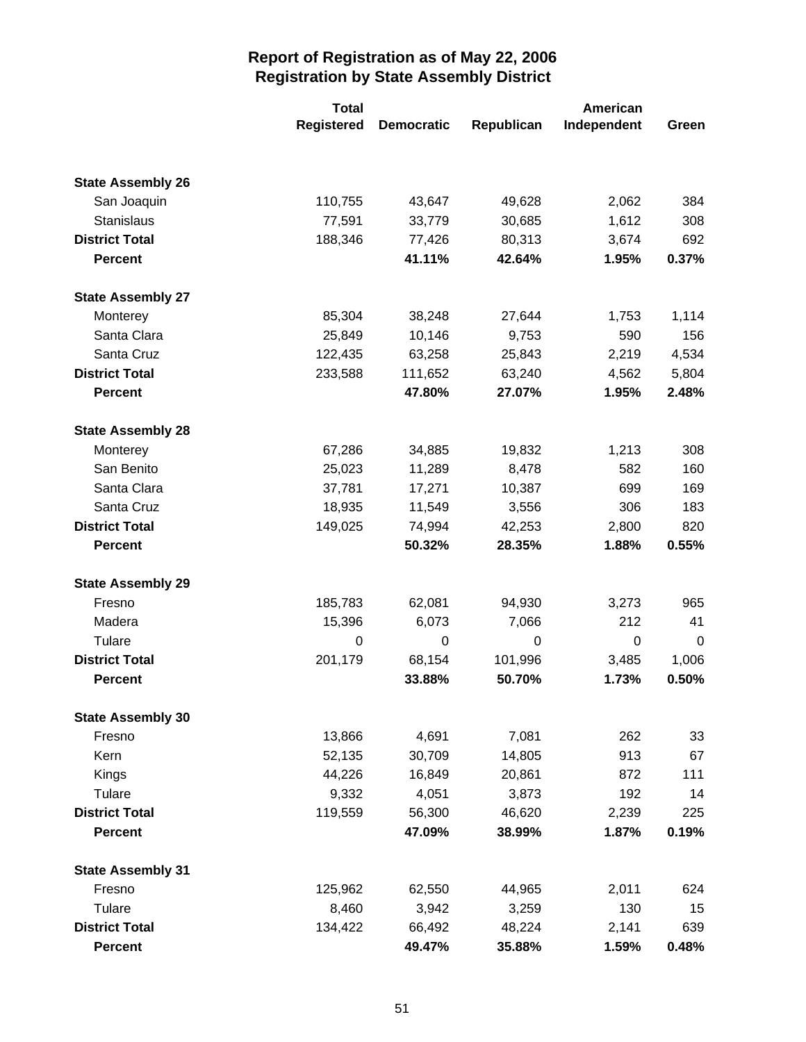# Report of Registration as of May 22, 2006
## Registration by State Assembly District

| | Total Registered | Democratic | Republican | American Independent | Green |
|---|---|---|---|---|---|
| **State Assembly 26** | | | | | |
| San Joaquin | 110,755 | 43,647 | 49,628 | 2,062 | 384 |
| Stanislaus | 77,591 | 33,779 | 30,685 | 1,612 | 308 |
| **District Total** | 188,346 | 77,426 | 80,313 | 3,674 | 692 |
| **Percent** | | **41.11%** | **42.64%** | **1.95%** | **0.37%** |
| **State Assembly 27** | | | | | |
| Monterey | 85,304 | 38,248 | 27,644 | 1,753 | 1,114 |
| Santa Clara | 25,849 | 10,146 | 9,753 | 590 | 156 |
| Santa Cruz | 122,435 | 63,258 | 25,843 | 2,219 | 4,534 |
| **District Total** | 233,588 | 111,652 | 63,240 | 4,562 | 5,804 |
| **Percent** | | **47.80%** | **27.07%** | **1.95%** | **2.48%** |
| **State Assembly 28** | | | | | |
| Monterey | 67,286 | 34,885 | 19,832 | 1,213 | 308 |
| San Benito | 25,023 | 11,289 | 8,478 | 582 | 160 |
| Santa Clara | 37,781 | 17,271 | 10,387 | 699 | 169 |
| Santa Cruz | 18,935 | 11,549 | 3,556 | 306 | 183 |
| **District Total** | 149,025 | 74,994 | 42,253 | 2,800 | 820 |
| **Percent** | | **50.32%** | **28.35%** | **1.88%** | **0.55%** |
| **State Assembly 29** | | | | | |
| Fresno | 185,783 | 62,081 | 94,930 | 3,273 | 965 |
| Madera | 15,396 | 6,073 | 7,066 | 212 | 41 |
| Tulare | 0 | 0 | 0 | 0 | 0 |
| **District Total** | 201,179 | 68,154 | 101,996 | 3,485 | 1,006 |
| **Percent** | | **33.88%** | **50.70%** | **1.73%** | **0.50%** |
| **State Assembly 30** | | | | | |
| Fresno | 13,866 | 4,691 | 7,081 | 262 | 33 |
| Kern | 52,135 | 30,709 | 14,805 | 913 | 67 |
| Kings | 44,226 | 16,849 | 20,861 | 872 | 111 |
| Tulare | 9,332 | 4,051 | 3,873 | 192 | 14 |
| **District Total** | 119,559 | 56,300 | 46,620 | 2,239 | 225 |
| **Percent** | | **47.09%** | **38.99%** | **1.87%** | **0.19%** |
| **State Assembly 31** | | | | | |
| Fresno | 125,962 | 62,550 | 44,965 | 2,011 | 624 |
| Tulare | 8,460 | 3,942 | 3,259 | 130 | 15 |
| **District Total** | 134,422 | 66,492 | 48,224 | 2,141 | 639 |
| **Percent** | | **49.47%** | **35.88%** | **1.59%** | **0.48%** |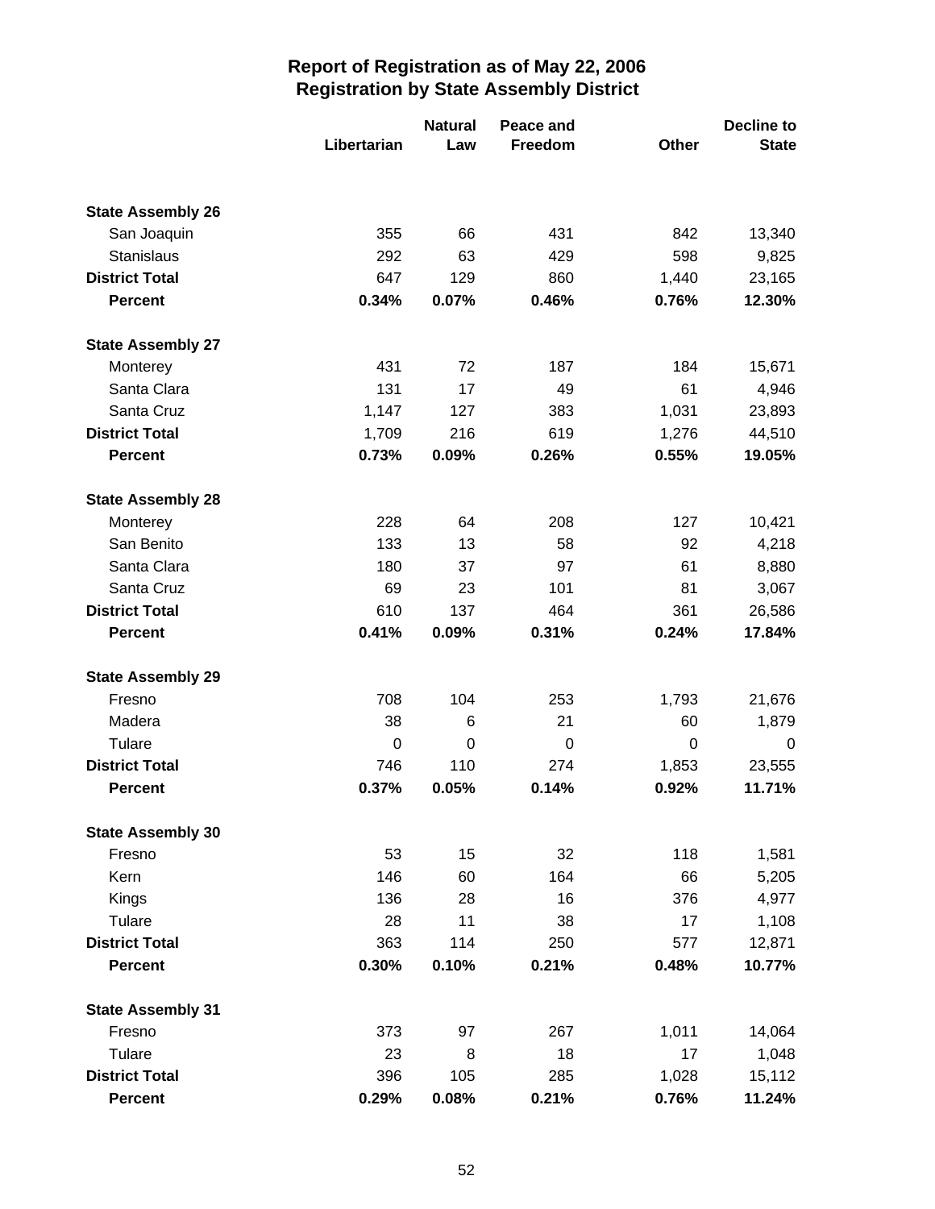# Report of Registration as of May 22, 2006
## Registration by State Assembly District

| | Libertarian | Natural Law | Peace and Freedom | Other | Decline to State |
|---|---|---|---|---|---|
| **State Assembly 26** | | | | | |
| San Joaquin | 355 | 66 | 431 | 842 | 13,340 |
| Stanislaus | 292 | 63 | 429 | 598 | 9,825 |
| **District Total** | 647 | 129 | 860 | 1,440 | 23,165 |
| **Percent** | **0.34%** | **0.07%** | **0.46%** | **0.76%** | **12.30%** |
| **State Assembly 27** | | | | | |
| Monterey | 431 | 72 | 187 | 184 | 15,671 |
| Santa Clara | 131 | 17 | 49 | 61 | 4,946 |
| Santa Cruz | 1,147 | 127 | 383 | 1,031 | 23,893 |
| **District Total** | 1,709 | 216 | 619 | 1,276 | 44,510 |
| **Percent** | **0.73%** | **0.09%** | **0.26%** | **0.55%** | **19.05%** |
| **State Assembly 28** | | | | | |
| Monterey | 228 | 64 | 208 | 127 | 10,421 |
| San Benito | 133 | 13 | 58 | 92 | 4,218 |
| Santa Clara | 180 | 37 | 97 | 61 | 8,880 |
| Santa Cruz | 69 | 23 | 101 | 81 | 3,067 |
| **District Total** | 610 | 137 | 464 | 361 | 26,586 |
| **Percent** | **0.41%** | **0.09%** | **0.31%** | **0.24%** | **17.84%** |
| **State Assembly 29** | | | | | |
| Fresno | 708 | 104 | 253 | 1,793 | 21,676 |
| Madera | 38 | 6 | 21 | 60 | 1,879 |
| Tulare | 0 | 0 | 0 | 0 | 0 |
| **District Total** | 746 | 110 | 274 | 1,853 | 23,555 |
| **Percent** | **0.37%** | **0.05%** | **0.14%** | **0.92%** | **11.71%** |
| **State Assembly 30** | | | | | |
| Fresno | 53 | 15 | 32 | 118 | 1,581 |
| Kern | 146 | 60 | 164 | 66 | 5,205 |
| Kings | 136 | 28 | 16 | 376 | 4,977 |
| Tulare | 28 | 11 | 38 | 17 | 1,108 |
| **District Total** | 363 | 114 | 250 | 577 | 12,871 |
| **Percent** | **0.30%** | **0.10%** | **0.21%** | **0.48%** | **10.77%** |
| **State Assembly 31** | | | | | |
| Fresno | 373 | 97 | 267 | 1,011 | 14,064 |
| Tulare | 23 | 8 | 18 | 17 | 1,048 |
| **District Total** | 396 | 105 | 285 | 1,028 | 15,112 |
| **Percent** | **0.29%** | **0.08%** | **0.21%** | **0.76%** | **11.24%** |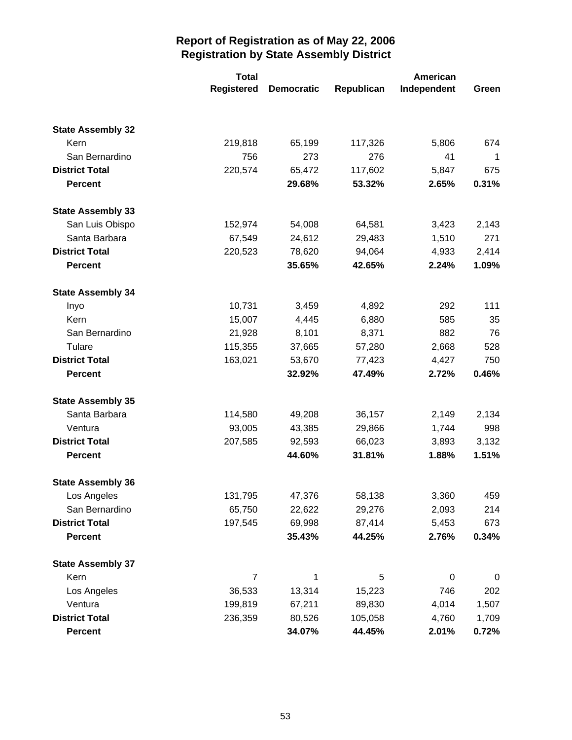# Report of Registration as of May 22, 2006
## Registration by State Assembly District

| | Total Registered | Democratic | Republican | American Independent | Green |
|---|---|---|---|---|---|
| **State Assembly 32** | | | | | |
| Kern | 219,818 | 65,199 | 117,326 | 5,806 | 674 |
| San Bernardino | 756 | 273 | 276 | 41 | 1 |
| **District Total** | 220,574 | 65,472 | 117,602 | 5,847 | 675 |
| **Percent** | | **29.68%** | **53.32%** | **2.65%** | **0.31%** |
| **State Assembly 33** | | | | | |
| San Luis Obispo | 152,974 | 54,008 | 64,581 | 3,423 | 2,143 |
| Santa Barbara | 67,549 | 24,612 | 29,483 | 1,510 | 271 |
| **District Total** | 220,523 | 78,620 | 94,064 | 4,933 | 2,414 |
| **Percent** | | **35.65%** | **42.65%** | **2.24%** | **1.09%** |
| **State Assembly 34** | | | | | |
| Inyo | 10,731 | 3,459 | 4,892 | 292 | 111 |
| Kern | 15,007 | 4,445 | 6,880 | 585 | 35 |
| San Bernardino | 21,928 | 8,101 | 8,371 | 882 | 76 |
| Tulare | 115,355 | 37,665 | 57,280 | 2,668 | 528 |
| **District Total** | 163,021 | 53,670 | 77,423 | 4,427 | 750 |
| **Percent** | | **32.92%** | **47.49%** | **2.72%** | **0.46%** |
| **State Assembly 35** | | | | | |
| Santa Barbara | 114,580 | 49,208 | 36,157 | 2,149 | 2,134 |
| Ventura | 93,005 | 43,385 | 29,866 | 1,744 | 998 |
| **District Total** | 207,585 | 92,593 | 66,023 | 3,893 | 3,132 |
| **Percent** | | **44.60%** | **31.81%** | **1.88%** | **1.51%** |
| **State Assembly 36** | | | | | |
| Los Angeles | 131,795 | 47,376 | 58,138 | 3,360 | 459 |
| San Bernardino | 65,750 | 22,622 | 29,276 | 2,093 | 214 |
| **District Total** | 197,545 | 69,998 | 87,414 | 5,453 | 673 |
| **Percent** | | **35.43%** | **44.25%** | **2.76%** | **0.34%** |
| **State Assembly 37** | | | | | |
| Kern | 7 | 1 | 5 | 0 | 0 |
| Los Angeles | 36,533 | 13,314 | 15,223 | 746 | 202 |
| Ventura | 199,819 | 67,211 | 89,830 | 4,014 | 1,507 |
| **District Total** | 236,359 | 80,526 | 105,058 | 4,760 | 1,709 |
| **Percent** | | **34.07%** | **44.45%** | **2.01%** | **0.72%** |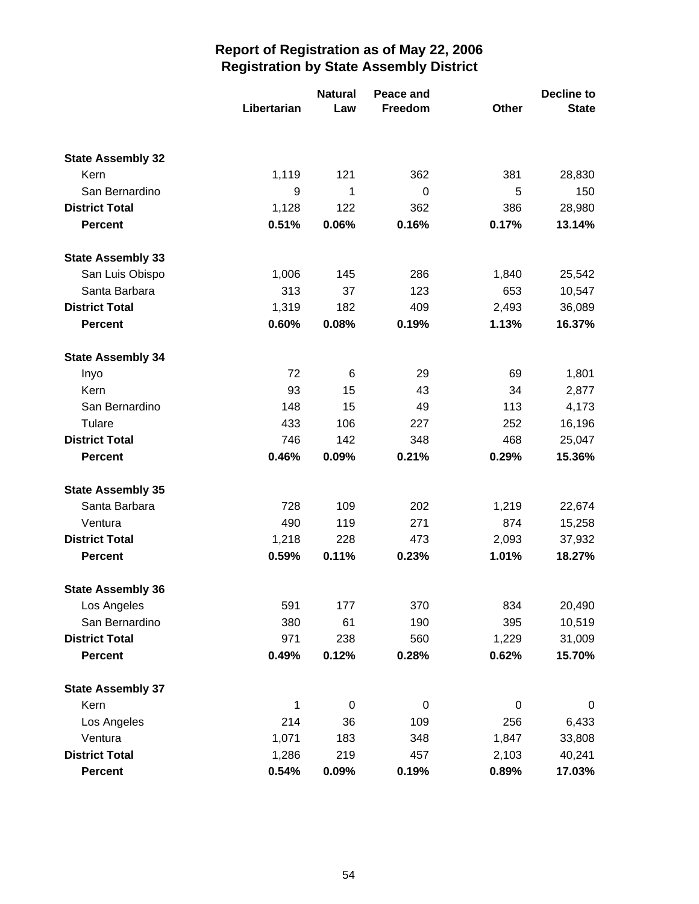# Report of Registration as of May 22, 2006
## Registration by State Assembly District

| | Libertarian | Natural Law | Peace and Freedom | Other | Decline to State |
|---|---|---|---|---|---|
| **State Assembly 32** | | | | | |
| Kern | 1,119 | 121 | 362 | 381 | 28,830 |
| San Bernardino | 9 | 1 | 0 | 5 | 150 |
| **District Total** | 1,128 | 122 | 362 | 386 | 28,980 |
| **Percent** | **0.51%** | **0.06%** | **0.16%** | **0.17%** | **13.14%** |
| **State Assembly 33** | | | | | |
| San Luis Obispo | 1,006 | 145 | 286 | 1,840 | 25,542 |
| Santa Barbara | 313 | 37 | 123 | 653 | 10,547 |
| **District Total** | 1,319 | 182 | 409 | 2,493 | 36,089 |
| **Percent** | **0.60%** | **0.08%** | **0.19%** | **1.13%** | **16.37%** |
| **State Assembly 34** | | | | | |
| Inyo | 72 | 6 | 29 | 69 | 1,801 |
| Kern | 93 | 15 | 43 | 34 | 2,877 |
| San Bernardino | 148 | 15 | 49 | 113 | 4,173 |
| Tulare | 433 | 106 | 227 | 252 | 16,196 |
| **District Total** | 746 | 142 | 348 | 468 | 25,047 |
| **Percent** | **0.46%** | **0.09%** | **0.21%** | **0.29%** | **15.36%** |
| **State Assembly 35** | | | | | |
| Santa Barbara | 728 | 109 | 202 | 1,219 | 22,674 |
| Ventura | 490 | 119 | 271 | 874 | 15,258 |
| **District Total** | 1,218 | 228 | 473 | 2,093 | 37,932 |
| **Percent** | **0.59%** | **0.11%** | **0.23%** | **1.01%** | **18.27%** |
| **State Assembly 36** | | | | | |
| Los Angeles | 591 | 177 | 370 | 834 | 20,490 |
| San Bernardino | 380 | 61 | 190 | 395 | 10,519 |
| **District Total** | 971 | 238 | 560 | 1,229 | 31,009 |
| **Percent** | **0.49%** | **0.12%** | **0.28%** | **0.62%** | **15.70%** |
| **State Assembly 37** | | | | | |
| Kern | 1 | 0 | 0 | 0 | 0 |
| Los Angeles | 214 | 36 | 109 | 256 | 6,433 |
| Ventura | 1,071 | 183 | 348 | 1,847 | 33,808 |
| **District Total** | 1,286 | 219 | 457 | 2,103 | 40,241 |
| **Percent** | **0.54%** | **0.09%** | **0.19%** | **0.89%** | **17.03%** |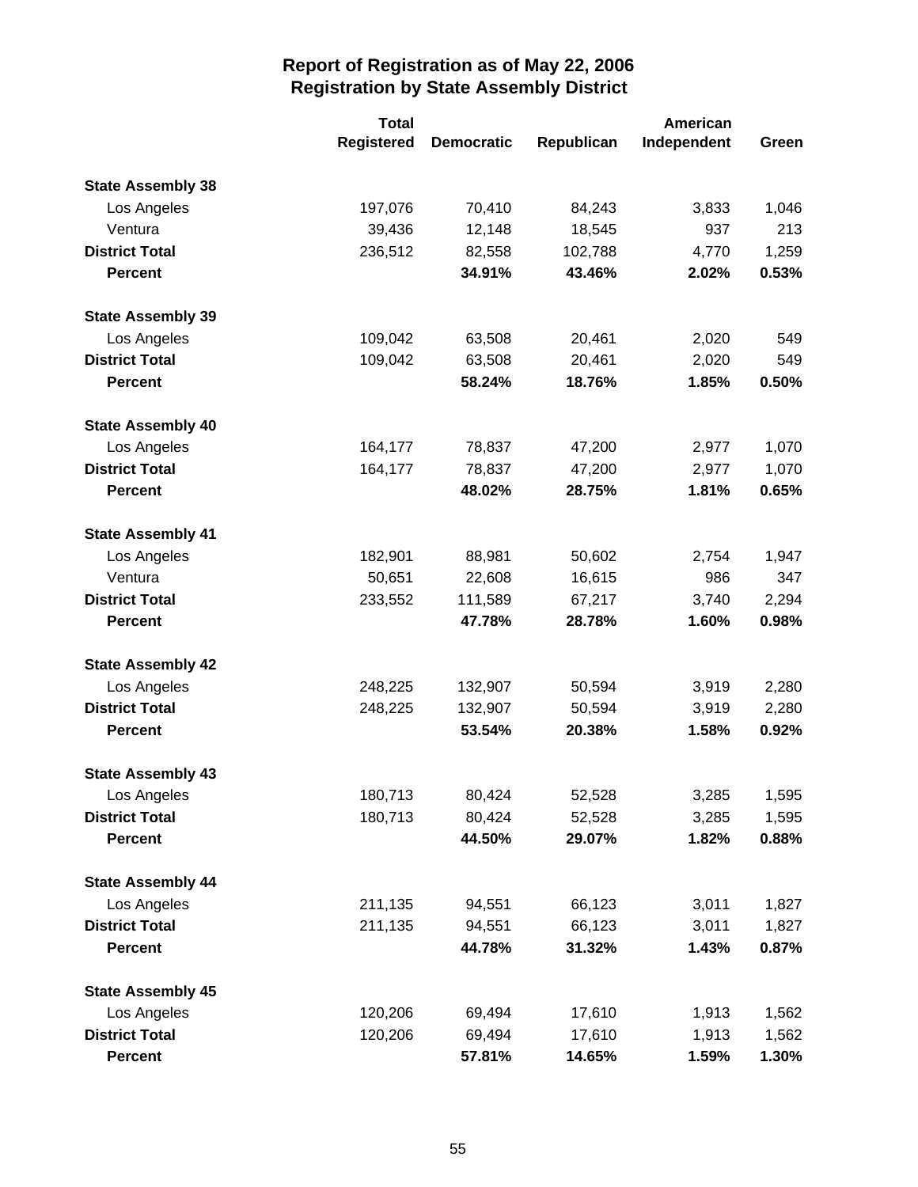# Report of Registration as of May 22, 2006
## Registration by State Assembly District

| | Total Registered | Democratic | Republican | American Independent | Green |
|---|---|---|---|---|---|
| **State Assembly 38** | | | | | |
| Los Angeles | 197,076 | 70,410 | 84,243 | 3,833 | 1,046 |
| Ventura | 39,436 | 12,148 | 18,545 | 937 | 213 |
| **District Total** | 236,512 | 82,558 | 102,788 | 4,770 | 1,259 |
| **Percent** | | **34.91%** | **43.46%** | **2.02%** | **0.53%** |
| **State Assembly 39** | | | | | |
| Los Angeles | 109,042 | 63,508 | 20,461 | 2,020 | 549 |
| **District Total** | 109,042 | 63,508 | 20,461 | 2,020 | 549 |
| **Percent** | | **58.24%** | **18.76%** | **1.85%** | **0.50%** |
| **State Assembly 40** | | | | | |
| Los Angeles | 164,177 | 78,837 | 47,200 | 2,977 | 1,070 |
| **District Total** | 164,177 | 78,837 | 47,200 | 2,977 | 1,070 |
| **Percent** | | **48.02%** | **28.75%** | **1.81%** | **0.65%** |
| **State Assembly 41** | | | | | |
| Los Angeles | 182,901 | 88,981 | 50,602 | 2,754 | 1,947 |
| Ventura | 50,651 | 22,608 | 16,615 | 986 | 347 |
| **District Total** | 233,552 | 111,589 | 67,217 | 3,740 | 2,294 |
| **Percent** | | **47.78%** | **28.78%** | **1.60%** | **0.98%** |
| **State Assembly 42** | | | | | |
| Los Angeles | 248,225 | 132,907 | 50,594 | 3,919 | 2,280 |
| **District Total** | 248,225 | 132,907 | 50,594 | 3,919 | 2,280 |
| **Percent** | | **53.54%** | **20.38%** | **1.58%** | **0.92%** |
| **State Assembly 43** | | | | | |
| Los Angeles | 180,713 | 80,424 | 52,528 | 3,285 | 1,595 |
| **District Total** | 180,713 | 80,424 | 52,528 | 3,285 | 1,595 |
| **Percent** | | **44.50%** | **29.07%** | **1.82%** | **0.88%** |
| **State Assembly 44** | | | | | |
| Los Angeles | 211,135 | 94,551 | 66,123 | 3,011 | 1,827 |
| **District Total** | 211,135 | 94,551 | 66,123 | 3,011 | 1,827 |
| **Percent** | | **44.78%** | **31.32%** | **1.43%** | **0.87%** |
| **State Assembly 45** | | | | | |
| Los Angeles | 120,206 | 69,494 | 17,610 | 1,913 | 1,562 |
| **District Total** | 120,206 | 69,494 | 17,610 | 1,913 | 1,562 |
| **Percent** | | **57.81%** | **14.65%** | **1.59%** | **1.30%** |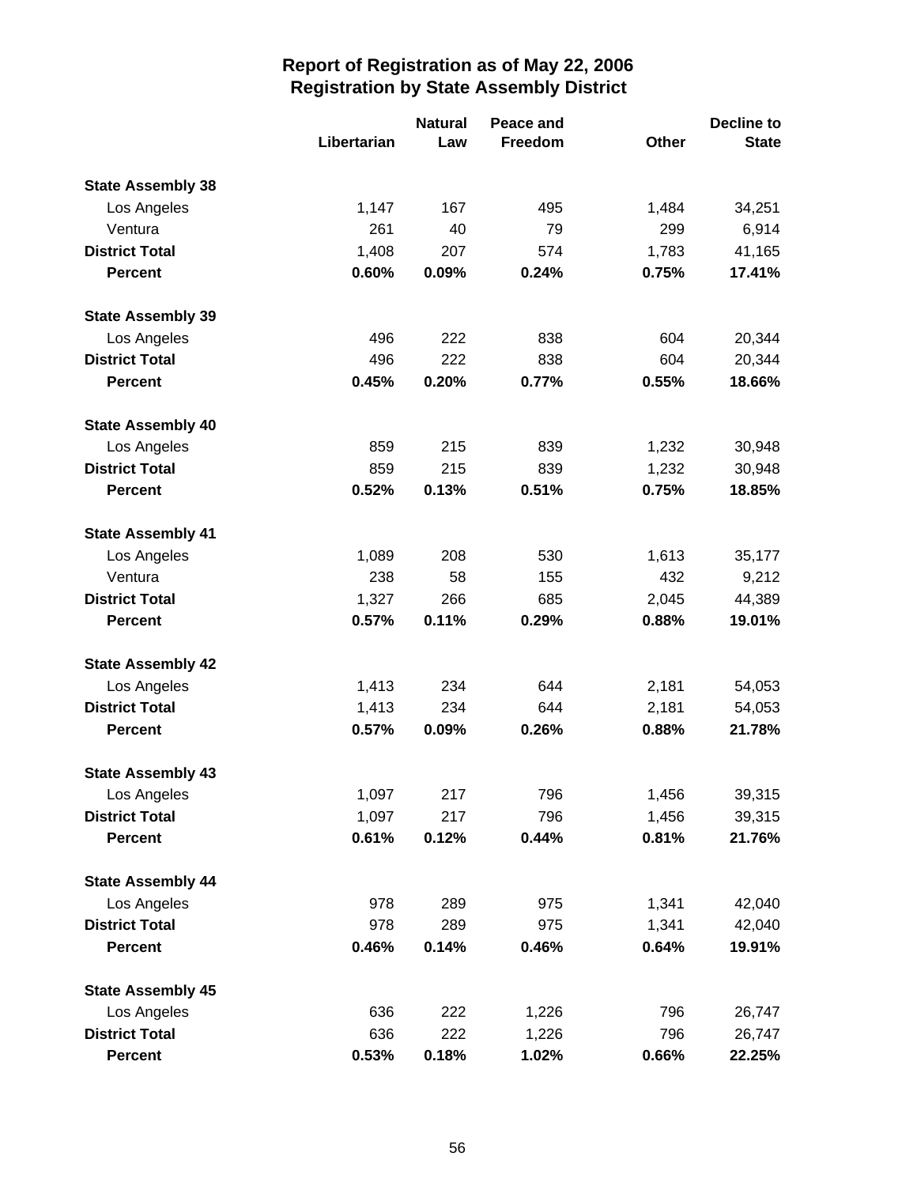## Report of Registration as of May 22, 2006
## Registration by State Assembly District

| | Libertarian | Natural Law | Peace and Freedom | Other | Decline to State |
|---|---|---|---|---|---|
| **State Assembly 38** | | | | | |
| Los Angeles | 1,147 | 167 | 495 | 1,484 | 34,251 |
| Ventura | 261 | 40 | 79 | 299 | 6,914 |
| **District Total** | 1,408 | 207 | 574 | 1,783 | 41,165 |
| **Percent** | **0.60%** | **0.09%** | **0.24%** | **0.75%** | **17.41%** |
| **State Assembly 39** | | | | | |
| Los Angeles | 496 | 222 | 838 | 604 | 20,344 |
| **District Total** | 496 | 222 | 838 | 604 | 20,344 |
| **Percent** | **0.45%** | **0.20%** | **0.77%** | **0.55%** | **18.66%** |
| **State Assembly 40** | | | | | |
| Los Angeles | 859 | 215 | 839 | 1,232 | 30,948 |
| **District Total** | 859 | 215 | 839 | 1,232 | 30,948 |
| **Percent** | **0.52%** | **0.13%** | **0.51%** | **0.75%** | **18.85%** |
| **State Assembly 41** | | | | | |
| Los Angeles | 1,089 | 208 | 530 | 1,613 | 35,177 |
| Ventura | 238 | 58 | 155 | 432 | 9,212 |
| **District Total** | 1,327 | 266 | 685 | 2,045 | 44,389 |
| **Percent** | **0.57%** | **0.11%** | **0.29%** | **0.88%** | **19.01%** |
| **State Assembly 42** | | | | | |
| Los Angeles | 1,413 | 234 | 644 | 2,181 | 54,053 |
| **District Total** | 1,413 | 234 | 644 | 2,181 | 54,053 |
| **Percent** | **0.57%** | **0.09%** | **0.26%** | **0.88%** | **21.78%** |
| **State Assembly 43** | | | | | |
| Los Angeles | 1,097 | 217 | 796 | 1,456 | 39,315 |
| **District Total** | 1,097 | 217 | 796 | 1,456 | 39,315 |
| **Percent** | **0.61%** | **0.12%** | **0.44%** | **0.81%** | **21.76%** |
| **State Assembly 44** | | | | | |
| Los Angeles | 978 | 289 | 975 | 1,341 | 42,040 |
| **District Total** | 978 | 289 | 975 | 1,341 | 42,040 |
| **Percent** | **0.46%** | **0.14%** | **0.46%** | **0.64%** | **19.91%** |
| **State Assembly 45** | | | | | |
| Los Angeles | 636 | 222 | 1,226 | 796 | 26,747 |
| **District Total** | 636 | 222 | 1,226 | 796 | 26,747 |
| **Percent** | **0.53%** | **0.18%** | **1.02%** | **0.66%** | **22.25%** |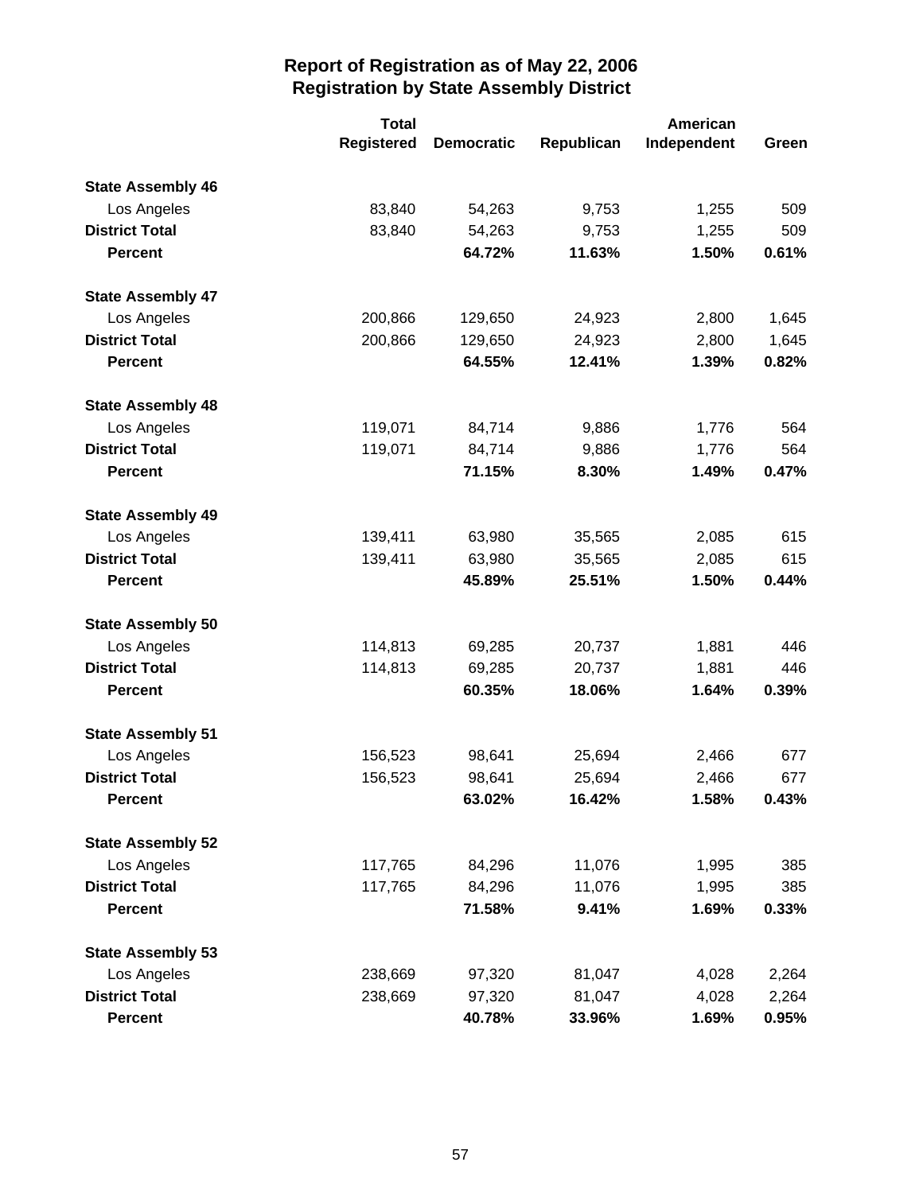# Report of Registration as of May 22, 2006
## Registration by State Assembly District

| | Total Registered | Democratic | Republican | American Independent | Green |
|---|---|---|---|---|---|
| **State Assembly 46** | | | | | |
| Los Angeles | 83,840 | 54,263 | 9,753 | 1,255 | 509 |
| **District Total** | 83,840 | 54,263 | 9,753 | 1,255 | 509 |
| **Percent** | | **64.72%** | **11.63%** | **1.50%** | **0.61%** |
| **State Assembly 47** | | | | | |
| Los Angeles | 200,866 | 129,650 | 24,923 | 2,800 | 1,645 |
| **District Total** | 200,866 | 129,650 | 24,923 | 2,800 | 1,645 |
| **Percent** | | **64.55%** | **12.41%** | **1.39%** | **0.82%** |
| **State Assembly 48** | | | | | |
| Los Angeles | 119,071 | 84,714 | 9,886 | 1,776 | 564 |
| **District Total** | 119,071 | 84,714 | 9,886 | 1,776 | 564 |
| **Percent** | | **71.15%** | **8.30%** | **1.49%** | **0.47%** |
| **State Assembly 49** | | | | | |
| Los Angeles | 139,411 | 63,980 | 35,565 | 2,085 | 615 |
| **District Total** | 139,411 | 63,980 | 35,565 | 2,085 | 615 |
| **Percent** | | **45.89%** | **25.51%** | **1.50%** | **0.44%** |
| **State Assembly 50** | | | | | |
| Los Angeles | 114,813 | 69,285 | 20,737 | 1,881 | 446 |
| **District Total** | 114,813 | 69,285 | 20,737 | 1,881 | 446 |
| **Percent** | | **60.35%** | **18.06%** | **1.64%** | **0.39%** |
| **State Assembly 51** | | | | | |
| Los Angeles | 156,523 | 98,641 | 25,694 | 2,466 | 677 |
| **District Total** | 156,523 | 98,641 | 25,694 | 2,466 | 677 |
| **Percent** | | **63.02%** | **16.42%** | **1.58%** | **0.43%** |
| **State Assembly 52** | | | | | |
| Los Angeles | 117,765 | 84,296 | 11,076 | 1,995 | 385 |
| **District Total** | 117,765 | 84,296 | 11,076 | 1,995 | 385 |
| **Percent** | | **71.58%** | **9.41%** | **1.69%** | **0.33%** |
| **State Assembly 53** | | | | | |
| Los Angeles | 238,669 | 97,320 | 81,047 | 4,028 | 2,264 |
| **District Total** | 238,669 | 97,320 | 81,047 | 4,028 | 2,264 |
| **Percent** | | **40.78%** | **33.96%** | **1.69%** | **0.95%** |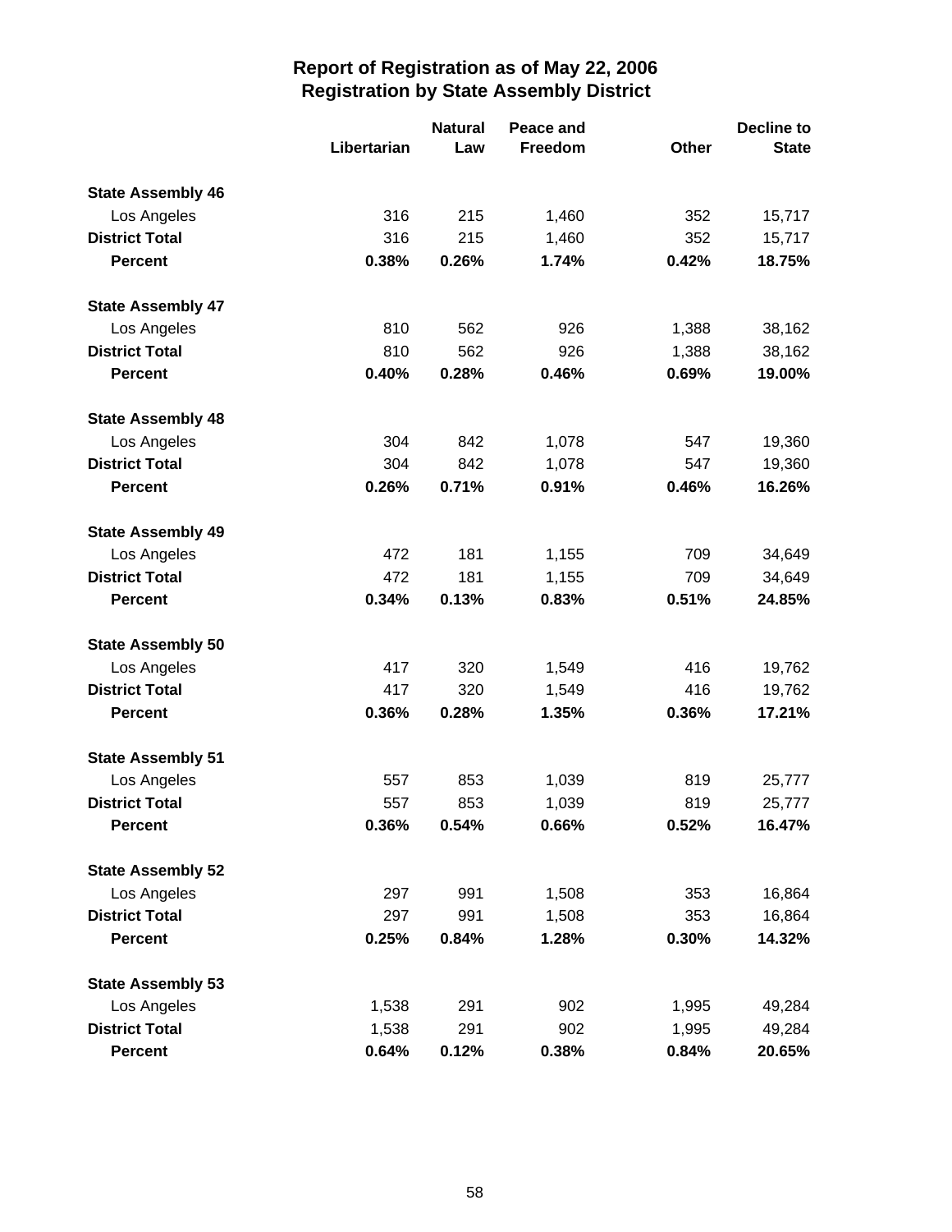# Report of Registration as of May 22, 2006
## Registration by State Assembly District

| | Libertarian | Natural Law | Peace and Freedom | Other | Decline to State |
|---|---|---|---|---|---|
| **State Assembly 46** | | | | | |
| Los Angeles | 316 | 215 | 1,460 | 352 | 15,717 |
| **District Total** | 316 | 215 | 1,460 | 352 | 15,717 |
| **Percent** | **0.38%** | **0.26%** | **1.74%** | **0.42%** | **18.75%** |
| **State Assembly 47** | | | | | |
| Los Angeles | 810 | 562 | 926 | 1,388 | 38,162 |
| **District Total** | 810 | 562 | 926 | 1,388 | 38,162 |
| **Percent** | **0.40%** | **0.28%** | **0.46%** | **0.69%** | **19.00%** |
| **State Assembly 48** | | | | | |
| Los Angeles | 304 | 842 | 1,078 | 547 | 19,360 |
| **District Total** | 304 | 842 | 1,078 | 547 | 19,360 |
| **Percent** | **0.26%** | **0.71%** | **0.91%** | **0.46%** | **16.26%** |
| **State Assembly 49** | | | | | |
| Los Angeles | 472 | 181 | 1,155 | 709 | 34,649 |
| **District Total** | 472 | 181 | 1,155 | 709 | 34,649 |
| **Percent** | **0.34%** | **0.13%** | **0.83%** | **0.51%** | **24.85%** |
| **State Assembly 50** | | | | | |
| Los Angeles | 417 | 320 | 1,549 | 416 | 19,762 |
| **District Total** | 417 | 320 | 1,549 | 416 | 19,762 |
| **Percent** | **0.36%** | **0.28%** | **1.35%** | **0.36%** | **17.21%** |
| **State Assembly 51** | | | | | |
| Los Angeles | 557 | 853 | 1,039 | 819 | 25,777 |
| **District Total** | 557 | 853 | 1,039 | 819 | 25,777 |
| **Percent** | **0.36%** | **0.54%** | **0.66%** | **0.52%** | **16.47%** |
| **State Assembly 52** | | | | | |
| Los Angeles | 297 | 991 | 1,508 | 353 | 16,864 |
| **District Total** | 297 | 991 | 1,508 | 353 | 16,864 |
| **Percent** | **0.25%** | **0.84%** | **1.28%** | **0.30%** | **14.32%** |
| **State Assembly 53** | | | | | |
| Los Angeles | 1,538 | 291 | 902 | 1,995 | 49,284 |
| **District Total** | 1,538 | 291 | 902 | 1,995 | 49,284 |
| **Percent** | **0.64%** | **0.12%** | **0.38%** | **0.84%** | **20.65%** |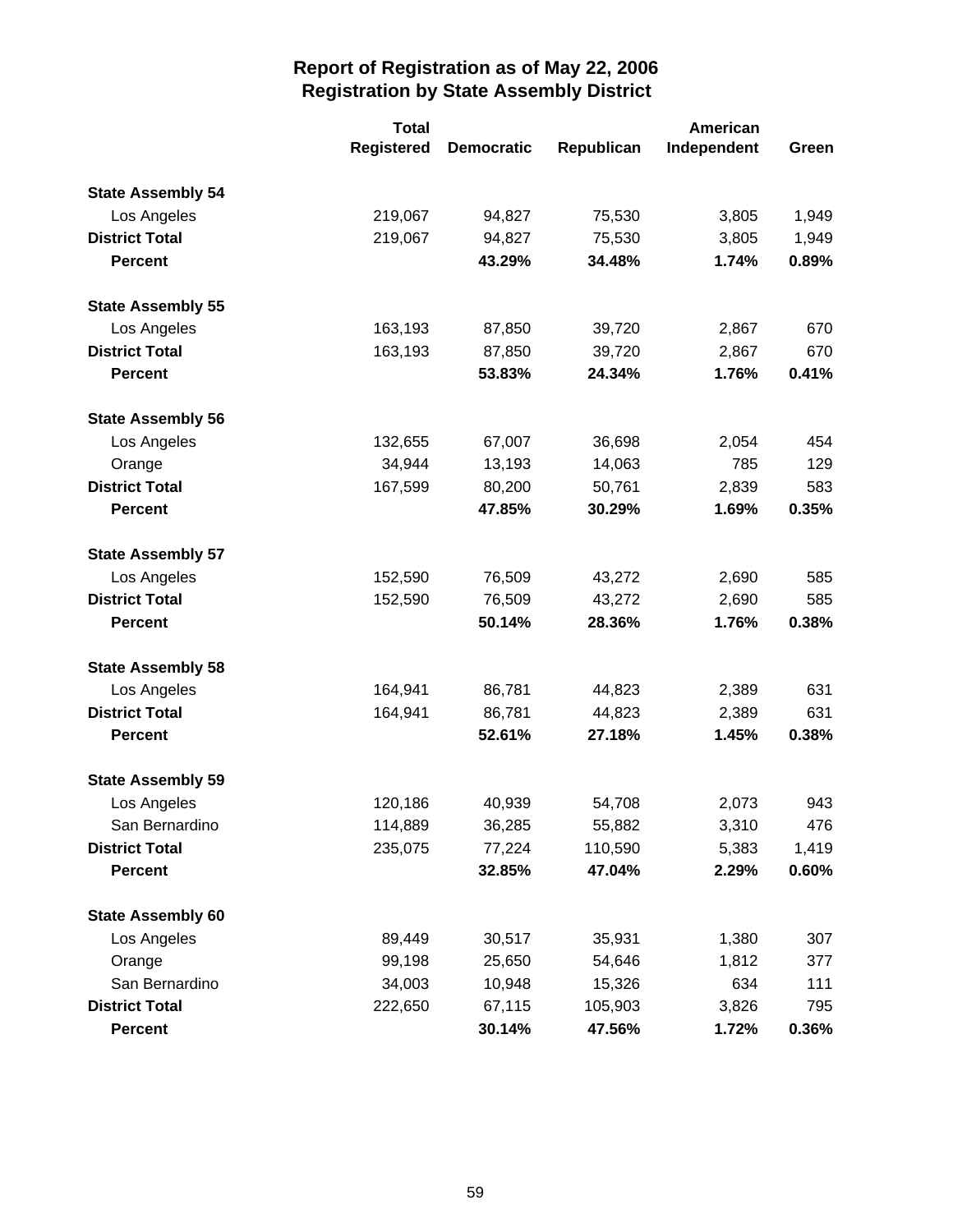# Report of Registration as of May 22, 2006
## Registration by State Assembly District

| | Total Registered | Democratic | Republican | American Independent | Green |
|---|---|---|---|---|---|
| **State Assembly 54** | | | | | |
| Los Angeles | 219,067 | 94,827 | 75,530 | 3,805 | 1,949 |
| **District Total** | 219,067 | 94,827 | 75,530 | 3,805 | 1,949 |
| **Percent** | | **43.29%** | **34.48%** | **1.74%** | **0.89%** |
| **State Assembly 55** | | | | | |
| Los Angeles | 163,193 | 87,850 | 39,720 | 2,867 | 670 |
| **District Total** | 163,193 | 87,850 | 39,720 | 2,867 | 670 |
| **Percent** | | **53.83%** | **24.34%** | **1.76%** | **0.41%** |
| **State Assembly 56** | | | | | |
| Los Angeles | 132,655 | 67,007 | 36,698 | 2,054 | 454 |
| Orange | 34,944 | 13,193 | 14,063 | 785 | 129 |
| **District Total** | 167,599 | 80,200 | 50,761 | 2,839 | 583 |
| **Percent** | | **47.85%** | **30.29%** | **1.69%** | **0.35%** |
| **State Assembly 57** | | | | | |
| Los Angeles | 152,590 | 76,509 | 43,272 | 2,690 | 585 |
| **District Total** | 152,590 | 76,509 | 43,272 | 2,690 | 585 |
| **Percent** | | **50.14%** | **28.36%** | **1.76%** | **0.38%** |
| **State Assembly 58** | | | | | |
| Los Angeles | 164,941 | 86,781 | 44,823 | 2,389 | 631 |
| **District Total** | 164,941 | 86,781 | 44,823 | 2,389 | 631 |
| **Percent** | | **52.61%** | **27.18%** | **1.45%** | **0.38%** |
| **State Assembly 59** | | | | | |
| Los Angeles | 120,186 | 40,939 | 54,708 | 2,073 | 943 |
| San Bernardino | 114,889 | 36,285 | 55,882 | 3,310 | 476 |
| **District Total** | 235,075 | 77,224 | 110,590 | 5,383 | 1,419 |
| **Percent** | | **32.85%** | **47.04%** | **2.29%** | **0.60%** |
| **State Assembly 60** | | | | | |
| Los Angeles | 89,449 | 30,517 | 35,931 | 1,380 | 307 |
| Orange | 99,198 | 25,650 | 54,646 | 1,812 | 377 |
| San Bernardino | 34,003 | 10,948 | 15,326 | 634 | 111 |
| **District Total** | 222,650 | 67,115 | 105,903 | 3,826 | 795 |
| **Percent** | | **30.14%** | **47.56%** | **1.72%** | **0.36%** |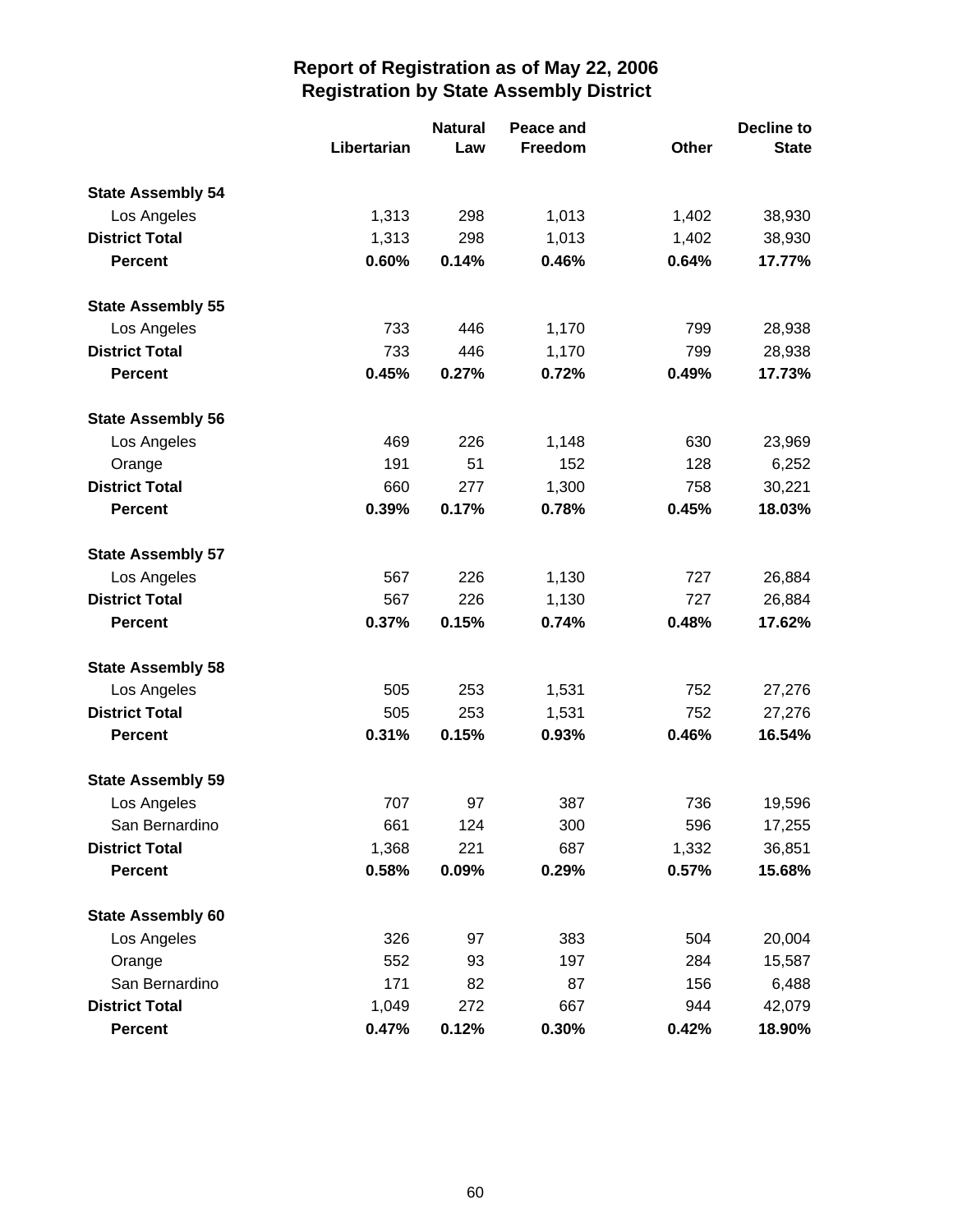# Report of Registration as of May 22, 2006
## Registration by State Assembly District

| | Libertarian | Natural Law | Peace and Freedom | Other | Decline to State |
|---|---|---|---|---|---|
| **State Assembly 54** | | | | | |
| Los Angeles | 1,313 | 298 | 1,013 | 1,402 | 38,930 |
| **District Total** | 1,313 | 298 | 1,013 | 1,402 | 38,930 |
| **Percent** | **0.60%** | **0.14%** | **0.46%** | **0.64%** | **17.77%** |
| **State Assembly 55** | | | | | |
| Los Angeles | 733 | 446 | 1,170 | 799 | 28,938 |
| **District Total** | 733 | 446 | 1,170 | 799 | 28,938 |
| **Percent** | **0.45%** | **0.27%** | **0.72%** | **0.49%** | **17.73%** |
| **State Assembly 56** | | | | | |
| Los Angeles | 469 | 226 | 1,148 | 630 | 23,969 |
| Orange | 191 | 51 | 152 | 128 | 6,252 |
| **District Total** | 660 | 277 | 1,300 | 758 | 30,221 |
| **Percent** | **0.39%** | **0.17%** | **0.78%** | **0.45%** | **18.03%** |
| **State Assembly 57** | | | | | |
| Los Angeles | 567 | 226 | 1,130 | 727 | 26,884 |
| **District Total** | 567 | 226 | 1,130 | 727 | 26,884 |
| **Percent** | **0.37%** | **0.15%** | **0.74%** | **0.48%** | **17.62%** |
| **State Assembly 58** | | | | | |
| Los Angeles | 505 | 253 | 1,531 | 752 | 27,276 |
| **District Total** | 505 | 253 | 1,531 | 752 | 27,276 |
| **Percent** | **0.31%** | **0.15%** | **0.93%** | **0.46%** | **16.54%** |
| **State Assembly 59** | | | | | |
| Los Angeles | 707 | 97 | 387 | 736 | 19,596 |
| San Bernardino | 661 | 124 | 300 | 596 | 17,255 |
| **District Total** | 1,368 | 221 | 687 | 1,332 | 36,851 |
| **Percent** | **0.58%** | **0.09%** | **0.29%** | **0.57%** | **15.68%** |
| **State Assembly 60** | | | | | |
| Los Angeles | 326 | 97 | 383 | 504 | 20,004 |
| Orange | 552 | 93 | 197 | 284 | 15,587 |
| San Bernardino | 171 | 82 | 87 | 156 | 6,488 |
| **District Total** | 1,049 | 272 | 667 | 944 | 42,079 |
| **Percent** | **0.47%** | **0.12%** | **0.30%** | **0.42%** | **18.90%** |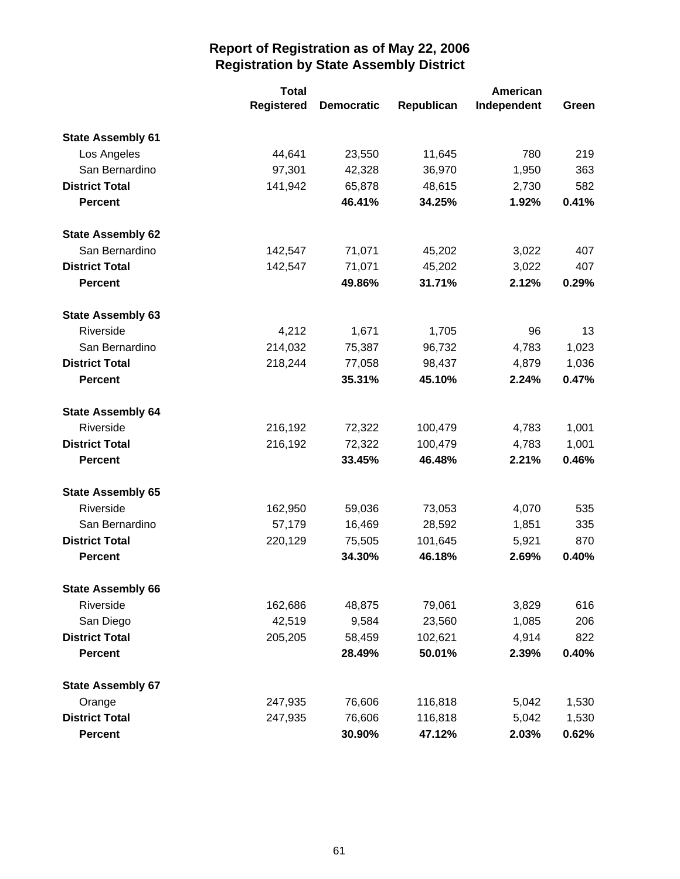# Report of Registration as of May 22, 2006
## Registration by State Assembly District

| | Total Registered | Democratic | Republican | American Independent | Green |
|---|---|---|---|---|---|
| **State Assembly 61** | | | | | |
| Los Angeles | 44,641 | 23,550 | 11,645 | 780 | 219 |
| San Bernardino | 97,301 | 42,328 | 36,970 | 1,950 | 363 |
| **District Total** | 141,942 | 65,878 | 48,615 | 2,730 | 582 |
| **Percent** | | **46.41%** | **34.25%** | **1.92%** | **0.41%** |
| **State Assembly 62** | | | | | |
| San Bernardino | 142,547 | 71,071 | 45,202 | 3,022 | 407 |
| **District Total** | 142,547 | 71,071 | 45,202 | 3,022 | 407 |
| **Percent** | | **49.86%** | **31.71%** | **2.12%** | **0.29%** |
| **State Assembly 63** | | | | | |
| Riverside | 4,212 | 1,671 | 1,705 | 96 | 13 |
| San Bernardino | 214,032 | 75,387 | 96,732 | 4,783 | 1,023 |
| **District Total** | 218,244 | 77,058 | 98,437 | 4,879 | 1,036 |
| **Percent** | | **35.31%** | **45.10%** | **2.24%** | **0.47%** |
| **State Assembly 64** | | | | | |
| Riverside | 216,192 | 72,322 | 100,479 | 4,783 | 1,001 |
| **District Total** | 216,192 | 72,322 | 100,479 | 4,783 | 1,001 |
| **Percent** | | **33.45%** | **46.48%** | **2.21%** | **0.46%** |
| **State Assembly 65** | | | | | |
| Riverside | 162,950 | 59,036 | 73,053 | 4,070 | 535 |
| San Bernardino | 57,179 | 16,469 | 28,592 | 1,851 | 335 |
| **District Total** | 220,129 | 75,505 | 101,645 | 5,921 | 870 |
| **Percent** | | **34.30%** | **46.18%** | **2.69%** | **0.40%** |
| **State Assembly 66** | | | | | |
| Riverside | 162,686 | 48,875 | 79,061 | 3,829 | 616 |
| San Diego | 42,519 | 9,584 | 23,560 | 1,085 | 206 |
| **District Total** | 205,205 | 58,459 | 102,621 | 4,914 | 822 |
| **Percent** | | **28.49%** | **50.01%** | **2.39%** | **0.40%** |
| **State Assembly 67** | | | | | |
| Orange | 247,935 | 76,606 | 116,818 | 5,042 | 1,530 |
| **District Total** | 247,935 | 76,606 | 116,818 | 5,042 | 1,530 |
| **Percent** | | **30.90%** | **47.12%** | **2.03%** | **0.62%** |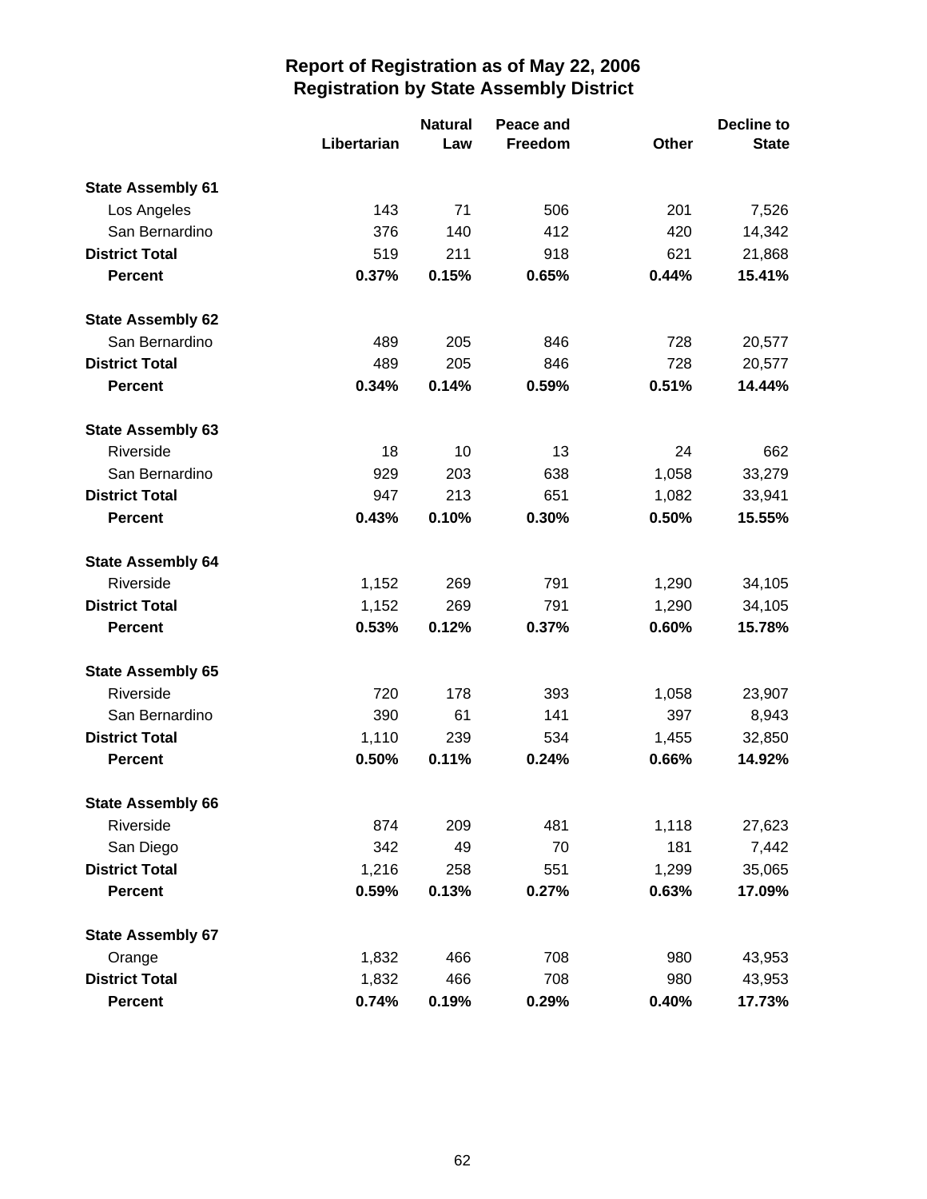# Report of Registration as of May 22, 2006
## Registration by State Assembly District

| | Libertarian | Natural Law | Peace and Freedom | Other | Decline to State |
|---|---|---|---|---|---|
| **State Assembly 61** | | | | | |
| Los Angeles | 143 | 71 | 506 | 201 | 7,526 |
| San Bernardino | 376 | 140 | 412 | 420 | 14,342 |
| **District Total** | 519 | 211 | 918 | 621 | 21,868 |
| **Percent** | **0.37%** | **0.15%** | **0.65%** | **0.44%** | **15.41%** |
| **State Assembly 62** | | | | | |
| San Bernardino | 489 | 205 | 846 | 728 | 20,577 |
| **District Total** | 489 | 205 | 846 | 728 | 20,577 |
| **Percent** | **0.34%** | **0.14%** | **0.59%** | **0.51%** | **14.44%** |
| **State Assembly 63** | | | | | |
| Riverside | 18 | 10 | 13 | 24 | 662 |
| San Bernardino | 929 | 203 | 638 | 1,058 | 33,279 |
| **District Total** | 947 | 213 | 651 | 1,082 | 33,941 |
| **Percent** | **0.43%** | **0.10%** | **0.30%** | **0.50%** | **15.55%** |
| **State Assembly 64** | | | | | |
| Riverside | 1,152 | 269 | 791 | 1,290 | 34,105 |
| **District Total** | 1,152 | 269 | 791 | 1,290 | 34,105 |
| **Percent** | **0.53%** | **0.12%** | **0.37%** | **0.60%** | **15.78%** |
| **State Assembly 65** | | | | | |
| Riverside | 720 | 178 | 393 | 1,058 | 23,907 |
| San Bernardino | 390 | 61 | 141 | 397 | 8,943 |
| **District Total** | 1,110 | 239 | 534 | 1,455 | 32,850 |
| **Percent** | **0.50%** | **0.11%** | **0.24%** | **0.66%** | **14.92%** |
| **State Assembly 66** | | | | | |
| Riverside | 874 | 209 | 481 | 1,118 | 27,623 |
| San Diego | 342 | 49 | 70 | 181 | 7,442 |
| **District Total** | 1,216 | 258 | 551 | 1,299 | 35,065 |
| **Percent** | **0.59%** | **0.13%** | **0.27%** | **0.63%** | **17.09%** |
| **State Assembly 67** | | | | | |
| Orange | 1,832 | 466 | 708 | 980 | 43,953 |
| **District Total** | 1,832 | 466 | 708 | 980 | 43,953 |
| **Percent** | **0.74%** | **0.19%** | **0.29%** | **0.40%** | **17.73%** |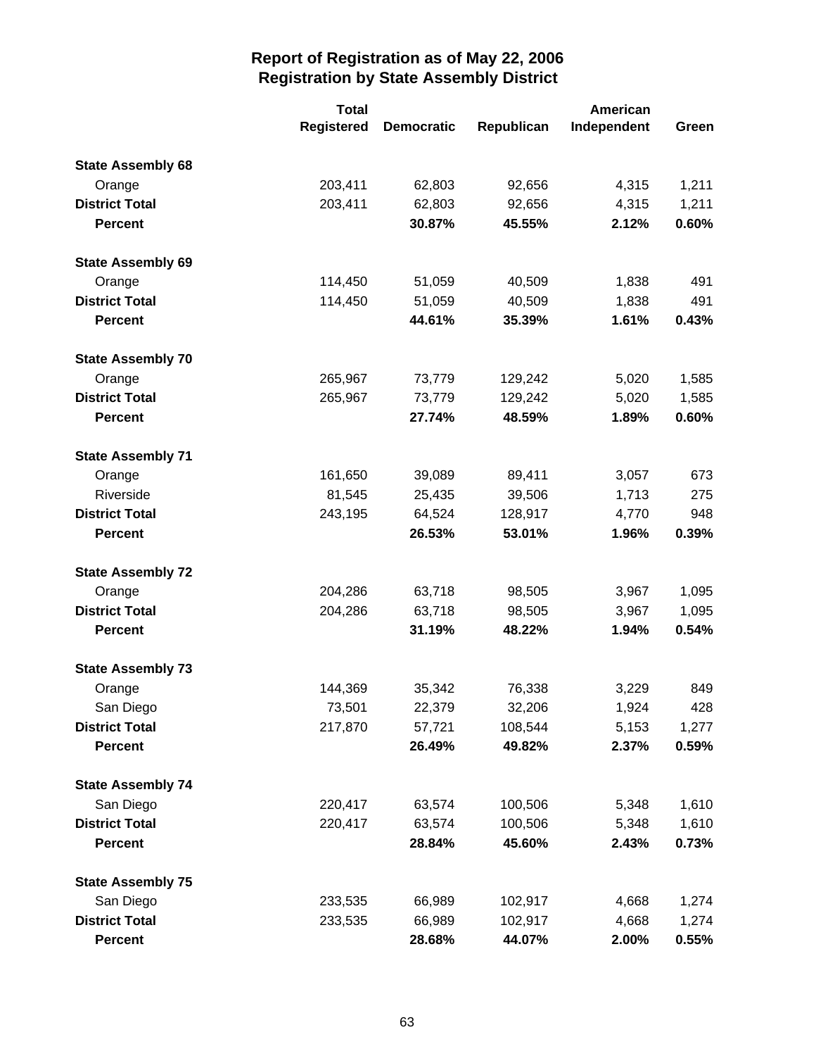# Report of Registration as of May 22, 2006
## Registration by State Assembly District

| | Total Registered | Democratic | Republican | American Independent | Green |
|---|---|---|---|---|---|
| **State Assembly 68** | | | | | |
| Orange | 203,411 | 62,803 | 92,656 | 4,315 | 1,211 |
| **District Total** | 203,411 | 62,803 | 92,656 | 4,315 | 1,211 |
| **Percent** | | **30.87%** | **45.55%** | **2.12%** | **0.60%** |
| **State Assembly 69** | | | | | |
| Orange | 114,450 | 51,059 | 40,509 | 1,838 | 491 |
| **District Total** | 114,450 | 51,059 | 40,509 | 1,838 | 491 |
| **Percent** | | **44.61%** | **35.39%** | **1.61%** | **0.43%** |
| **State Assembly 70** | | | | | |
| Orange | 265,967 | 73,779 | 129,242 | 5,020 | 1,585 |
| **District Total** | 265,967 | 73,779 | 129,242 | 5,020 | 1,585 |
| **Percent** | | **27.74%** | **48.59%** | **1.89%** | **0.60%** |
| **State Assembly 71** | | | | | |
| Orange | 161,650 | 39,089 | 89,411 | 3,057 | 673 |
| Riverside | 81,545 | 25,435 | 39,506 | 1,713 | 275 |
| **District Total** | 243,195 | 64,524 | 128,917 | 4,770 | 948 |
| **Percent** | | **26.53%** | **53.01%** | **1.96%** | **0.39%** |
| **State Assembly 72** | | | | | |
| Orange | 204,286 | 63,718 | 98,505 | 3,967 | 1,095 |
| **District Total** | 204,286 | 63,718 | 98,505 | 3,967 | 1,095 |
| **Percent** | | **31.19%** | **48.22%** | **1.94%** | **0.54%** |
| **State Assembly 73** | | | | | |
| Orange | 144,369 | 35,342 | 76,338 | 3,229 | 849 |
| San Diego | 73,501 | 22,379 | 32,206 | 1,924 | 428 |
| **District Total** | 217,870 | 57,721 | 108,544 | 5,153 | 1,277 |
| **Percent** | | **26.49%** | **49.82%** | **2.37%** | **0.59%** |
| **State Assembly 74** | | | | | |
| San Diego | 220,417 | 63,574 | 100,506 | 5,348 | 1,610 |
| **District Total** | 220,417 | 63,574 | 100,506 | 5,348 | 1,610 |
| **Percent** | | **28.84%** | **45.60%** | **2.43%** | **0.73%** |
| **State Assembly 75** | | | | | |
| San Diego | 233,535 | 66,989 | 102,917 | 4,668 | 1,274 |
| **District Total** | 233,535 | 66,989 | 102,917 | 4,668 | 1,274 |
| **Percent** | | **28.68%** | **44.07%** | **2.00%** | **0.55%** |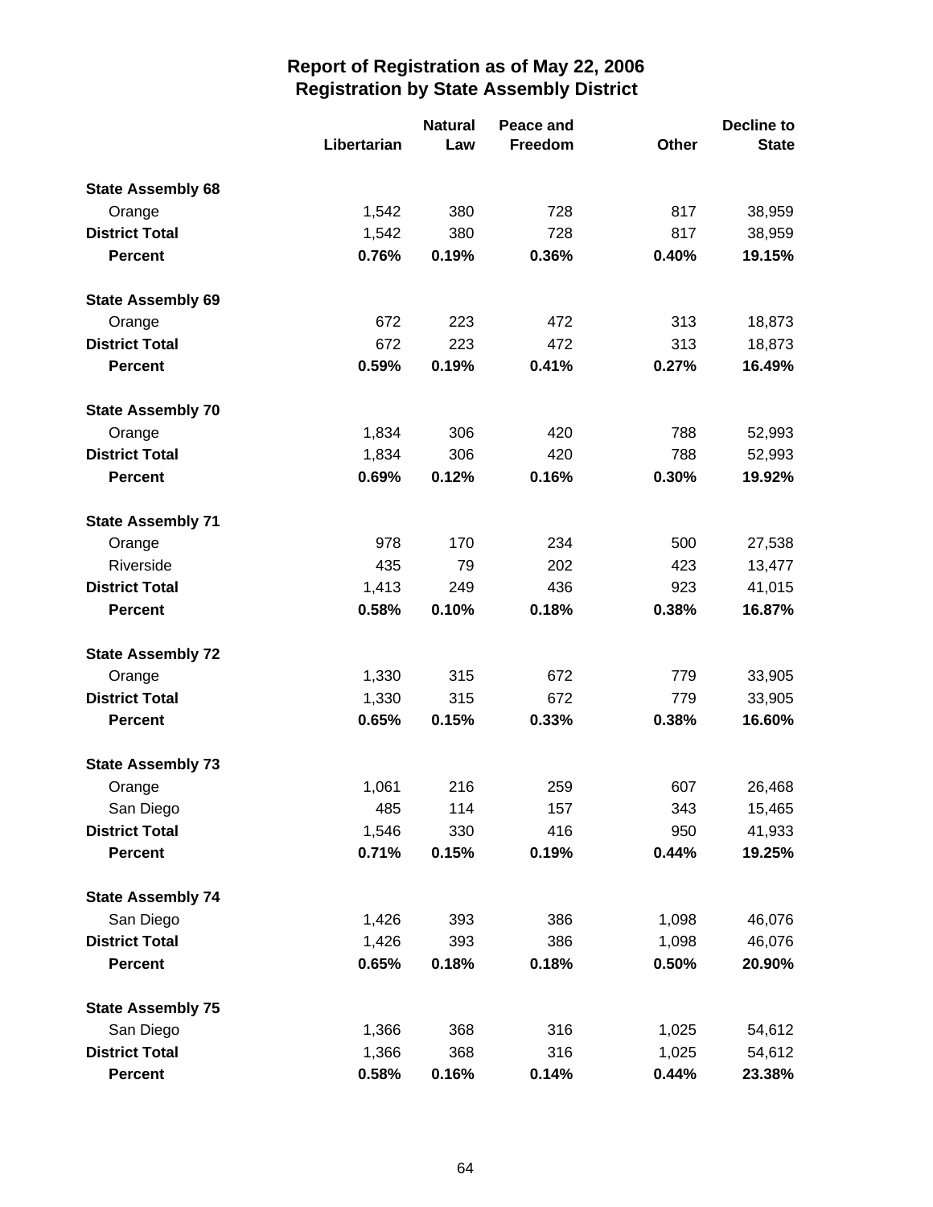# Report of Registration as of May 22, 2006
## Registration by State Assembly District

| | Libertarian | Natural Law | Peace and Freedom | Other | Decline to State |
|---|---|---|---|---|---|
| **State Assembly 68** | | | | | |
| Orange | 1,542 | 380 | 728 | 817 | 38,959 |
| **District Total** | 1,542 | 380 | 728 | 817 | 38,959 |
| **Percent** | **0.76%** | **0.19%** | **0.36%** | **0.40%** | **19.15%** |
| **State Assembly 69** | | | | | |
| Orange | 672 | 223 | 472 | 313 | 18,873 |
| **District Total** | 672 | 223 | 472 | 313 | 18,873 |
| **Percent** | **0.59%** | **0.19%** | **0.41%** | **0.27%** | **16.49%** |
| **State Assembly 70** | | | | | |
| Orange | 1,834 | 306 | 420 | 788 | 52,993 |
| **District Total** | 1,834 | 306 | 420 | 788 | 52,993 |
| **Percent** | **0.69%** | **0.12%** | **0.16%** | **0.30%** | **19.92%** |
| **State Assembly 71** | | | | | |
| Orange | 978 | 170 | 234 | 500 | 27,538 |
| Riverside | 435 | 79 | 202 | 423 | 13,477 |
| **District Total** | 1,413 | 249 | 436 | 923 | 41,015 |
| **Percent** | **0.58%** | **0.10%** | **0.18%** | **0.38%** | **16.87%** |
| **State Assembly 72** | | | | | |
| Orange | 1,330 | 315 | 672 | 779 | 33,905 |
| **District Total** | 1,330 | 315 | 672 | 779 | 33,905 |
| **Percent** | **0.65%** | **0.15%** | **0.33%** | **0.38%** | **16.60%** |
| **State Assembly 73** | | | | | |
| Orange | 1,061 | 216 | 259 | 607 | 26,468 |
| San Diego | 485 | 114 | 157 | 343 | 15,465 |
| **District Total** | 1,546 | 330 | 416 | 950 | 41,933 |
| **Percent** | **0.71%** | **0.15%** | **0.19%** | **0.44%** | **19.25%** |
| **State Assembly 74** | | | | | |
| San Diego | 1,426 | 393 | 386 | 1,098 | 46,076 |
| **District Total** | 1,426 | 393 | 386 | 1,098 | 46,076 |
| **Percent** | **0.65%** | **0.18%** | **0.18%** | **0.50%** | **20.90%** |
| **State Assembly 75** | | | | | |
| San Diego | 1,366 | 368 | 316 | 1,025 | 54,612 |
| **District Total** | 1,366 | 368 | 316 | 1,025 | 54,612 |
| **Percent** | **0.58%** | **0.16%** | **0.14%** | **0.44%** | **23.38%** |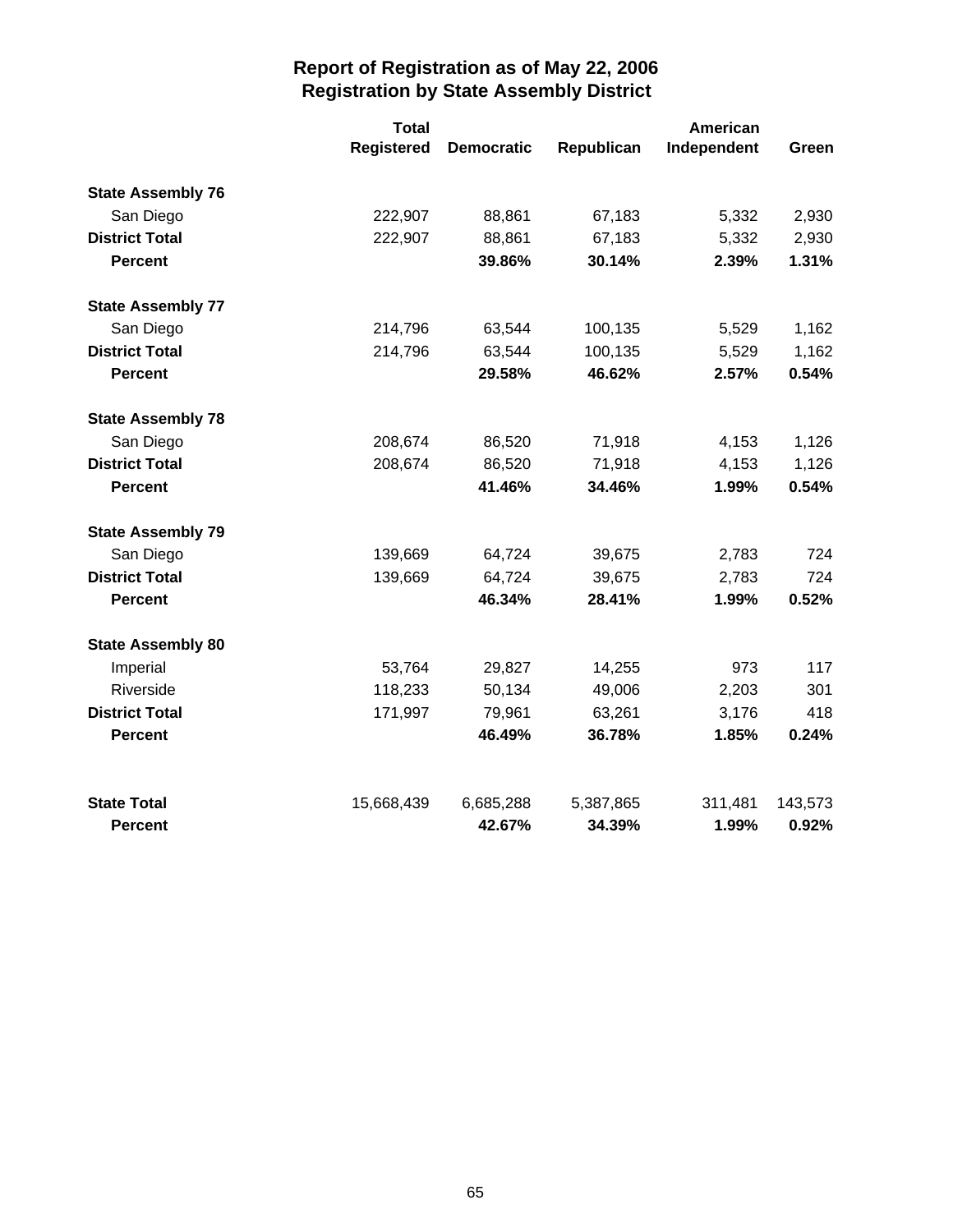# Report of Registration as of May 22, 2006
## Registration by State Assembly District

| | Total Registered | Democratic | Republican | American Independent | Green |
|---|---|---|---|---|---|
| **State Assembly 76** | | | | | |
| San Diego | 222,907 | 88,861 | 67,183 | 5,332 | 2,930 |
| **District Total** | 222,907 | 88,861 | 67,183 | 5,332 | 2,930 |
| **Percent** | | **39.86%** | **30.14%** | **2.39%** | **1.31%** |
| **State Assembly 77** | | | | | |
| San Diego | 214,796 | 63,544 | 100,135 | 5,529 | 1,162 |
| **District Total** | 214,796 | 63,544 | 100,135 | 5,529 | 1,162 |
| **Percent** | | **29.58%** | **46.62%** | **2.57%** | **0.54%** |
| **State Assembly 78** | | | | | |
| San Diego | 208,674 | 86,520 | 71,918 | 4,153 | 1,126 |
| **District Total** | 208,674 | 86,520 | 71,918 | 4,153 | 1,126 |
| **Percent** | | **41.46%** | **34.46%** | **1.99%** | **0.54%** |
| **State Assembly 79** | | | | | |
| San Diego | 139,669 | 64,724 | 39,675 | 2,783 | 724 |
| **District Total** | 139,669 | 64,724 | 39,675 | 2,783 | 724 |
| **Percent** | | **46.34%** | **28.41%** | **1.99%** | **0.52%** |
| **State Assembly 80** | | | | | |
| Imperial | 53,764 | 29,827 | 14,255 | 973 | 117 |
| Riverside | 118,233 | 50,134 | 49,006 | 2,203 | 301 |
| **District Total** | 171,997 | 79,961 | 63,261 | 3,176 | 418 |
| **Percent** | | **46.49%** | **36.78%** | **1.85%** | **0.24%** |
| **State Total** | 15,668,439 | 6,685,288 | 5,387,865 | 311,481 | 143,573 |
| **Percent** | | **42.67%** | **34.39%** | **1.99%** | **0.92%** |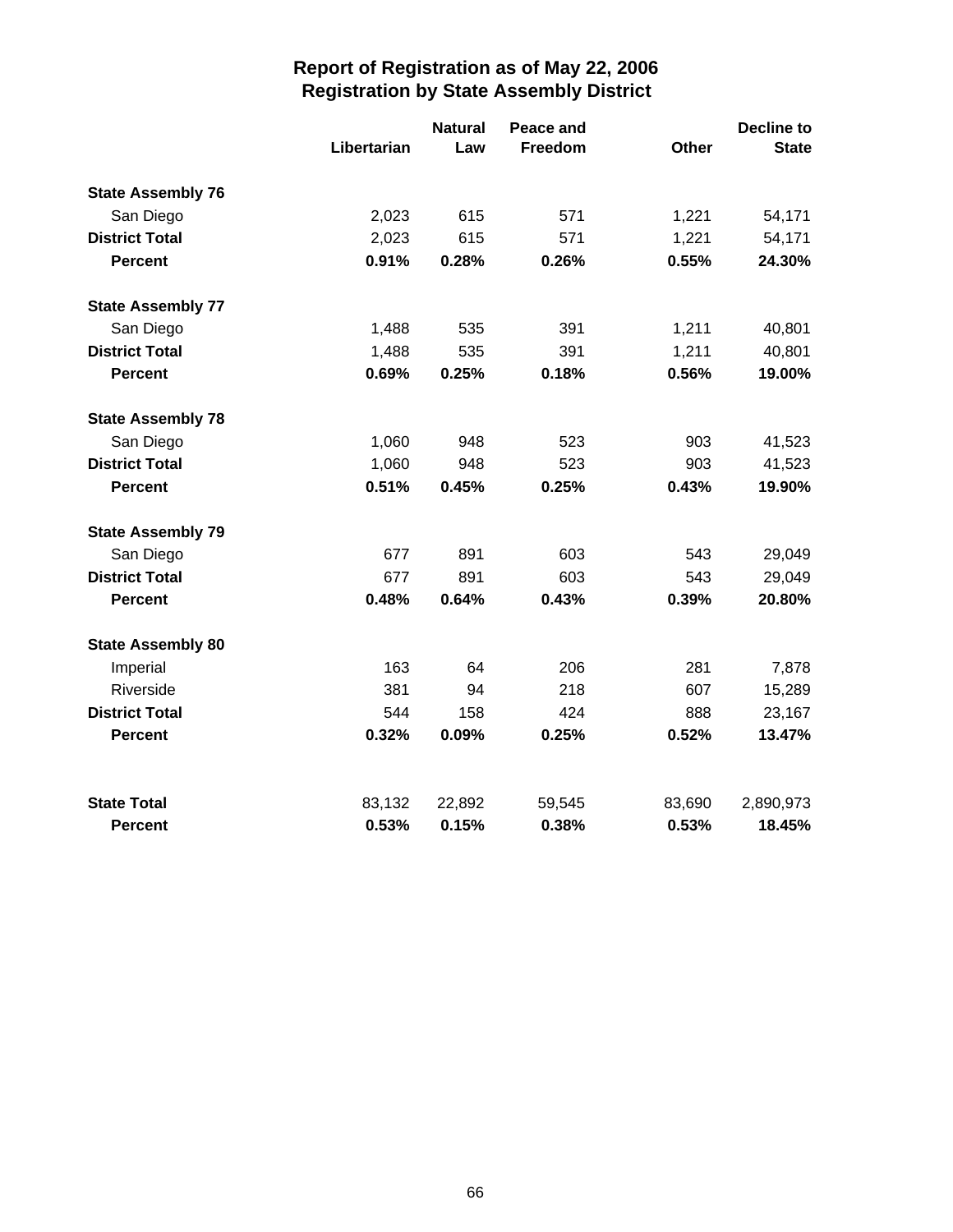# Report of Registration as of May 22, 2006
## Registration by State Assembly District

| | Libertarian | Natural Law | Peace and Freedom | Other | Decline to State |
|---|---|---|---|---|---|
| **State Assembly 76** | | | | | |
| San Diego | 2,023 | 615 | 571 | 1,221 | 54,171 |
| **District Total** | 2,023 | 615 | 571 | 1,221 | 54,171 |
| **Percent** | **0.91%** | **0.28%** | **0.26%** | **0.55%** | **24.30%** |
| **State Assembly 77** | | | | | |
| San Diego | 1,488 | 535 | 391 | 1,211 | 40,801 |
| **District Total** | 1,488 | 535 | 391 | 1,211 | 40,801 |
| **Percent** | **0.69%** | **0.25%** | **0.18%** | **0.56%** | **19.00%** |
| **State Assembly 78** | | | | | |
| San Diego | 1,060 | 948 | 523 | 903 | 41,523 |
| **District Total** | 1,060 | 948 | 523 | 903 | 41,523 |
| **Percent** | **0.51%** | **0.45%** | **0.25%** | **0.43%** | **19.90%** |
| **State Assembly 79** | | | | | |
| San Diego | 677 | 891 | 603 | 543 | 29,049 |
| **District Total** | 677 | 891 | 603 | 543 | 29,049 |
| **Percent** | **0.48%** | **0.64%** | **0.43%** | **0.39%** | **20.80%** |
| **State Assembly 80** | | | | | |
| Imperial | 163 | 64 | 206 | 281 | 7,878 |
| Riverside | 381 | 94 | 218 | 607 | 15,289 |
| **District Total** | 544 | 158 | 424 | 888 | 23,167 |
| **Percent** | **0.32%** | **0.09%** | **0.25%** | **0.52%** | **13.47%** |
| **State Total** | 83,132 | 22,892 | 59,545 | 83,690 | 2,890,973 |
| **Percent** | **0.53%** | **0.15%** | **0.38%** | **0.53%** | **18.45%** |